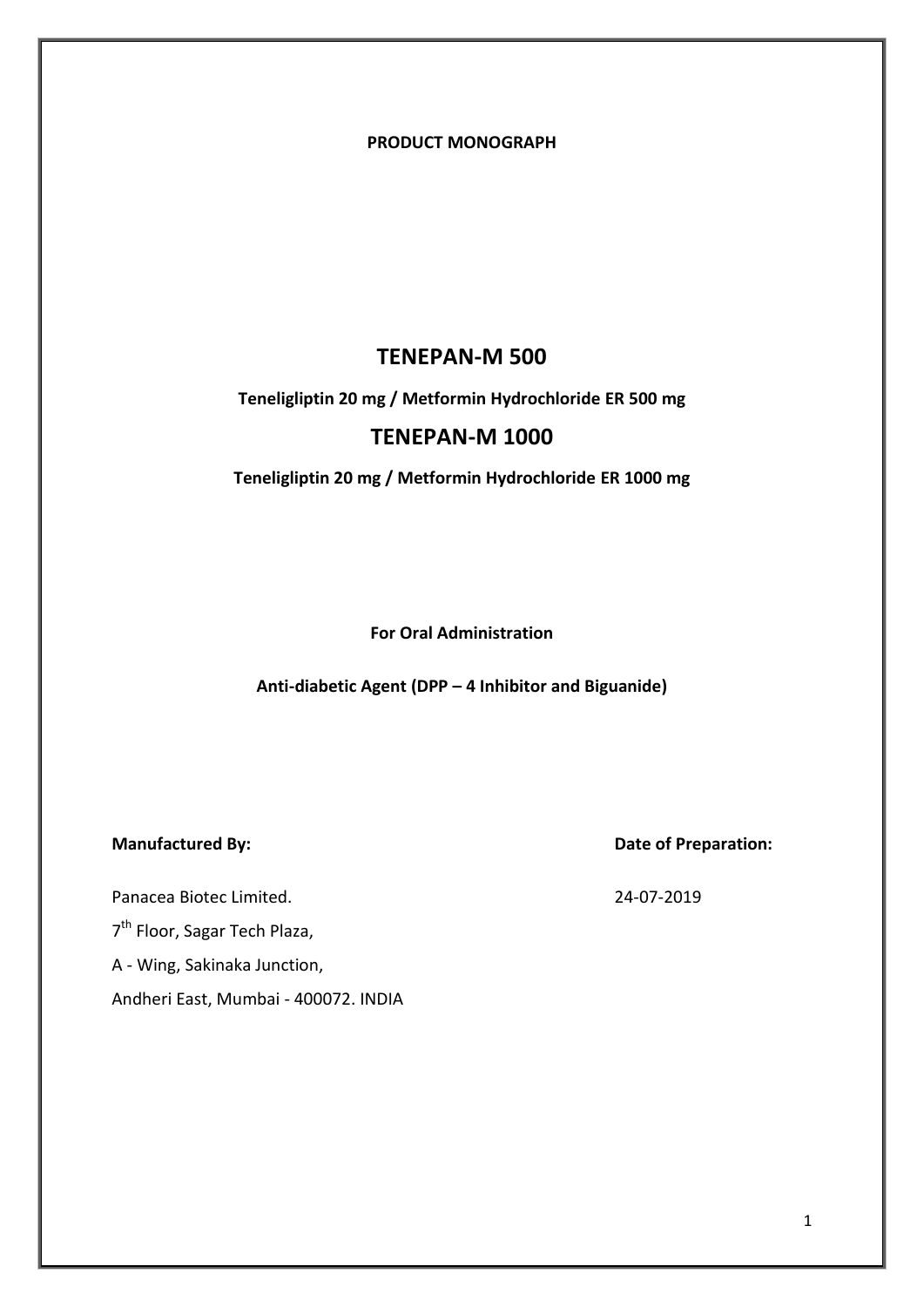**PRODUCT MONOGRAPH**

# TENEPAN-M 500

**Teneligliptin 20 mg / Metformin Hydrochloride ER 500 mg**

# TENEPAN-M 1000

**Teneligliptin 20 mg / Metformin Hydrochloride ER 1000 mg**

**For Oral Administration**

**Anti-diabetic Agent (DPP – 4 Inhibitor and Biguanide)**

**Manufactured By:**

Panacea Biotec Limited.

7th Floor, Sagar Tech Plaza,

A - Wing, Sakinaka Junction,

Andheri East, Mumbai - 400072. INDIA

**Date of Preparation:**

24-07-2019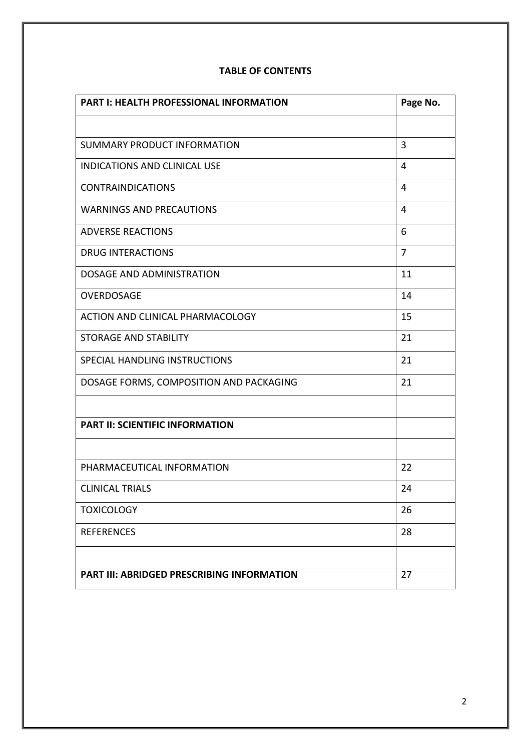**TABLE OF CONTENTS**

| **PART I: HEALTH PROFESSIONAL INFORMATION** | **Page No.** |
| --- | --- |
| | |
| SUMMARY PRODUCT INFORMATION | 3 |
| INDICATIONS AND CLINICAL USE | 4 |
| CONTRAINDICATIONS | 4 |
| WARNINGS AND PRECAUTIONS | 4 |
| ADVERSE REACTIONS | 6 |
| DRUG INTERACTIONS | 7 |
| DOSAGE AND ADMINISTRATION | 11 |
| OVERDOSAGE | 14 |
| ACTION AND CLINICAL PHARMACOLOGY | 15 |
| STORAGE AND STABILITY | 21 |
| SPECIAL HANDLING INSTRUCTIONS | 21 |
| DOSAGE FORMS, COMPOSITION AND PACKAGING | 21 |
| | |
| **PART II: SCIENTIFIC INFORMATION** | |
| | |
| PHARMACEUTICAL INFORMATION | 22 |
| CLINICAL TRIALS | 24 |
| TOXICOLOGY | 26 |
| REFERENCES | 28 |
| | |
| **PART III: ABRIDGED PRESCRIBING INFORMATION** | 27 |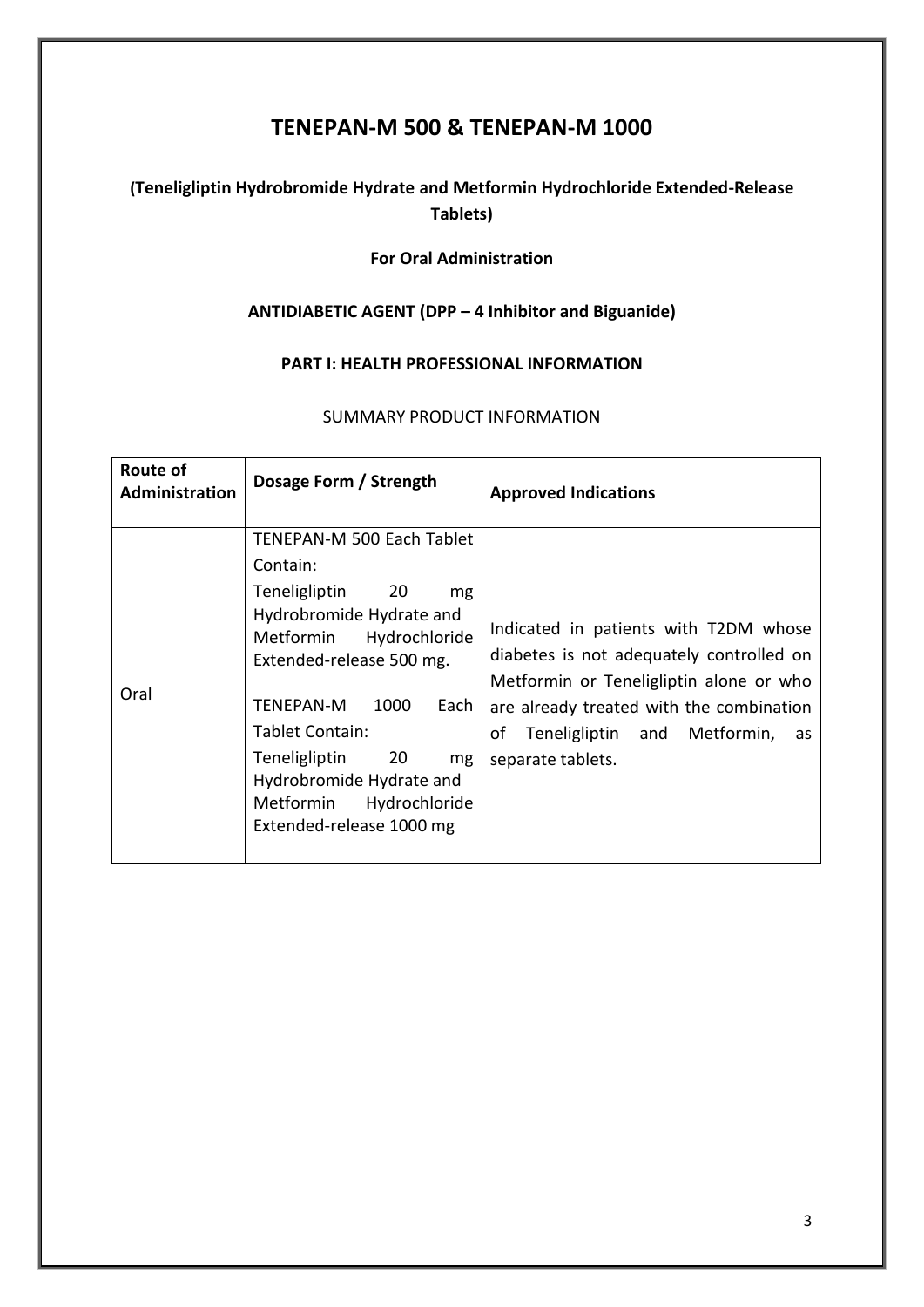# TENEPAN-M 500 & TENEPAN-M 1000

**(Teneligliptin Hydrobromide Hydrate and Metformin Hydrochloride Extended-Release Tablets)**

**For Oral Administration**

**ANTIDIABETIC AGENT (DPP – 4 Inhibitor and Biguanide)**

**PART I: HEALTH PROFESSIONAL INFORMATION**

SUMMARY PRODUCT INFORMATION

| **Route of Administration** | **Dosage Form / Strength** | **Approved Indications** |
|---|---|---|
| Oral | TENEPAN-M 500 Each Tablet Contain:<br>Teneligliptin 20 mg Hydrobromide Hydrate and Metformin Hydrochloride Extended-release 500 mg.<br><br>TENEPAN-M 1000 Each Tablet Contain:<br>Teneligliptin 20 mg Hydrobromide Hydrate and Metformin Hydrochloride Extended-release 1000 mg | Indicated in patients with T2DM whose diabetes is not adequately controlled on Metformin or Teneligliptin alone or who are already treated with the combination of Teneligliptin and Metformin, as separate tablets. |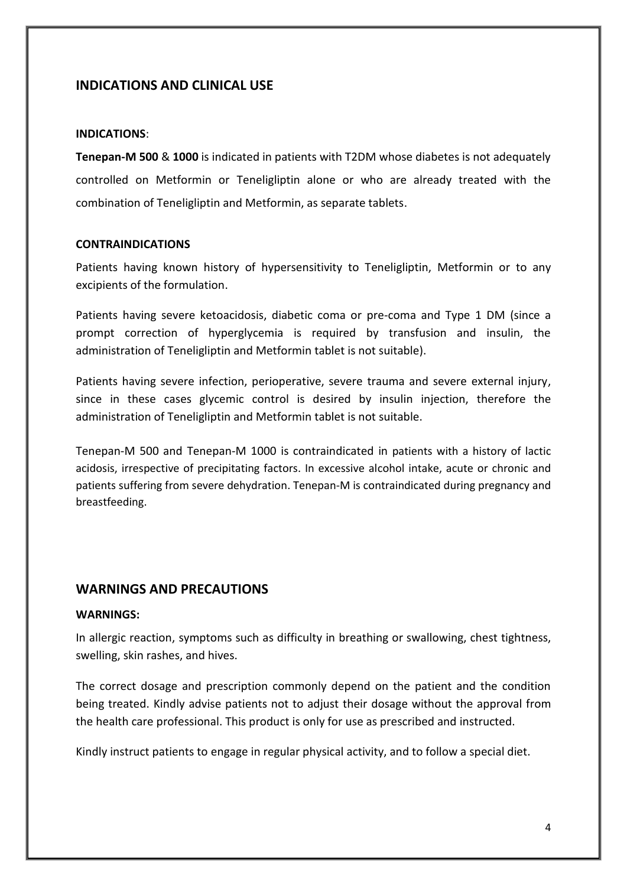## INDICATIONS AND CLINICAL USE

**INDICATIONS**:

**Tenepan-M 500** & **1000** is indicated in patients with T2DM whose diabetes is not adequately controlled on Metformin or Teneligliptin alone or who are already treated with the combination of Teneligliptin and Metformin, as separate tablets.

**CONTRAINDICATIONS**

Patients having known history of hypersensitivity to Teneligliptin, Metformin or to any excipients of the formulation.

Patients having severe ketoacidosis, diabetic coma or pre-coma and Type 1 DM (since a prompt correction of hyperglycemia is required by transfusion and insulin, the administration of Teneligliptin and Metformin tablet is not suitable).

Patients having severe infection, perioperative, severe trauma and severe external injury, since in these cases glycemic control is desired by insulin injection, therefore the administration of Teneligliptin and Metformin tablet is not suitable.

Tenepan-M 500 and Tenepan-M 1000 is contraindicated in patients with a history of lactic acidosis, irrespective of precipitating factors. In excessive alcohol intake, acute or chronic and patients suffering from severe dehydration. Tenepan-M is contraindicated during pregnancy and breastfeeding.

## WARNINGS AND PRECAUTIONS

**WARNINGS:**

In allergic reaction, symptoms such as difficulty in breathing or swallowing, chest tightness, swelling, skin rashes, and hives.

The correct dosage and prescription commonly depend on the patient and the condition being treated. Kindly advise patients not to adjust their dosage without the approval from the health care professional. This product is only for use as prescribed and instructed.

Kindly instruct patients to engage in regular physical activity, and to follow a special diet.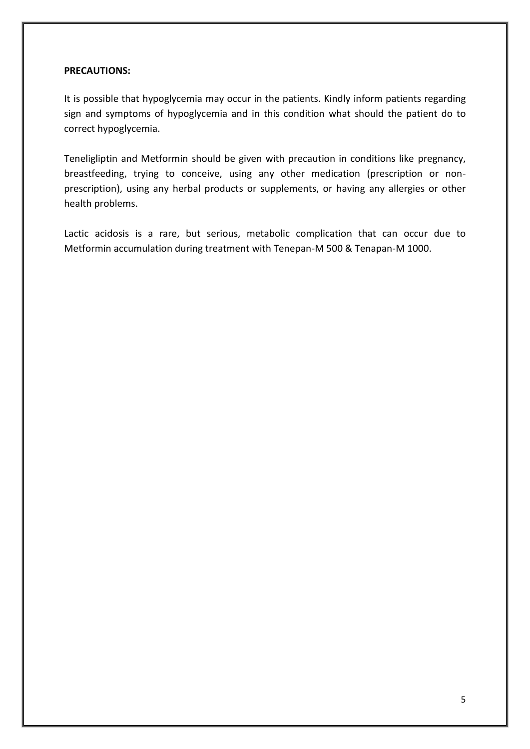**PRECAUTIONS:**

It is possible that hypoglycemia may occur in the patients. Kindly inform patients regarding sign and symptoms of hypoglycemia and in this condition what should the patient do to correct hypoglycemia.

Teneligliptin and Metformin should be given with precaution in conditions like pregnancy, breastfeeding, trying to conceive, using any other medication (prescription or non-prescription), using any herbal products or supplements, or having any allergies or other health problems.

Lactic acidosis is a rare, but serious, metabolic complication that can occur due to Metformin accumulation during treatment with Tenepan-M 500 & Tenapan-M 1000.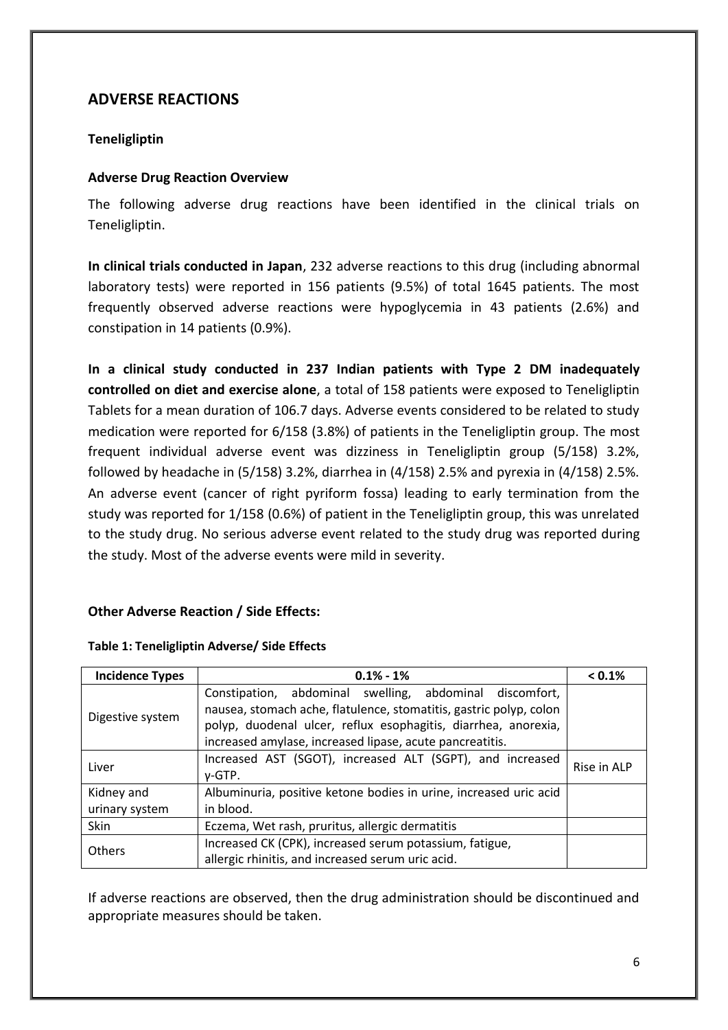## ADVERSE REACTIONS

### Teneligliptin

#### Adverse Drug Reaction Overview

The following adverse drug reactions have been identified in the clinical trials on Teneligliptin.

**In clinical trials conducted in Japan**, 232 adverse reactions to this drug (including abnormal laboratory tests) were reported in 156 patients (9.5%) of total 1645 patients. The most frequently observed adverse reactions were hypoglycemia in 43 patients (2.6%) and constipation in 14 patients (0.9%).

**In a clinical study conducted in 237 Indian patients with Type 2 DM inadequately controlled on diet and exercise alone**, a total of 158 patients were exposed to Teneligliptin Tablets for a mean duration of 106.7 days. Adverse events considered to be related to study medication were reported for 6/158 (3.8%) of patients in the Teneligliptin group. The most frequent individual adverse event was dizziness in Teneligliptin group (5/158) 3.2%, followed by headache in (5/158) 3.2%, diarrhea in (4/158) 2.5% and pyrexia in (4/158) 2.5%. An adverse event (cancer of right pyriform fossa) leading to early termination from the study was reported for 1/158 (0.6%) of patient in the Teneligliptin group, this was unrelated to the study drug. No serious adverse event related to the study drug was reported during the study. Most of the adverse events were mild in severity.

#### Other Adverse Reaction / Side Effects:

**Table 1: Teneligliptin Adverse/ Side Effects**

| Incidence Types | 0.1% - 1% | < 0.1% |
|---|---|---|
| Digestive system | Constipation, abdominal swelling, abdominal discomfort, nausea, stomach ache, flatulence, stomatitis, gastric polyp, colon polyp, duodenal ulcer, reflux esophagitis, diarrhea, anorexia, increased amylase, increased lipase, acute pancreatitis. | |
| Liver | Increased AST (SGOT), increased ALT (SGPT), and increased γ-GTP. | Rise in ALP |
| Kidney and urinary system | Albuminuria, positive ketone bodies in urine, increased uric acid in blood. | |
| Skin | Eczema, Wet rash, pruritus, allergic dermatitis | |
| Others | Increased CK (CPK), increased serum potassium, fatigue, allergic rhinitis, and increased serum uric acid. | |

If adverse reactions are observed, then the drug administration should be discontinued and appropriate measures should be taken.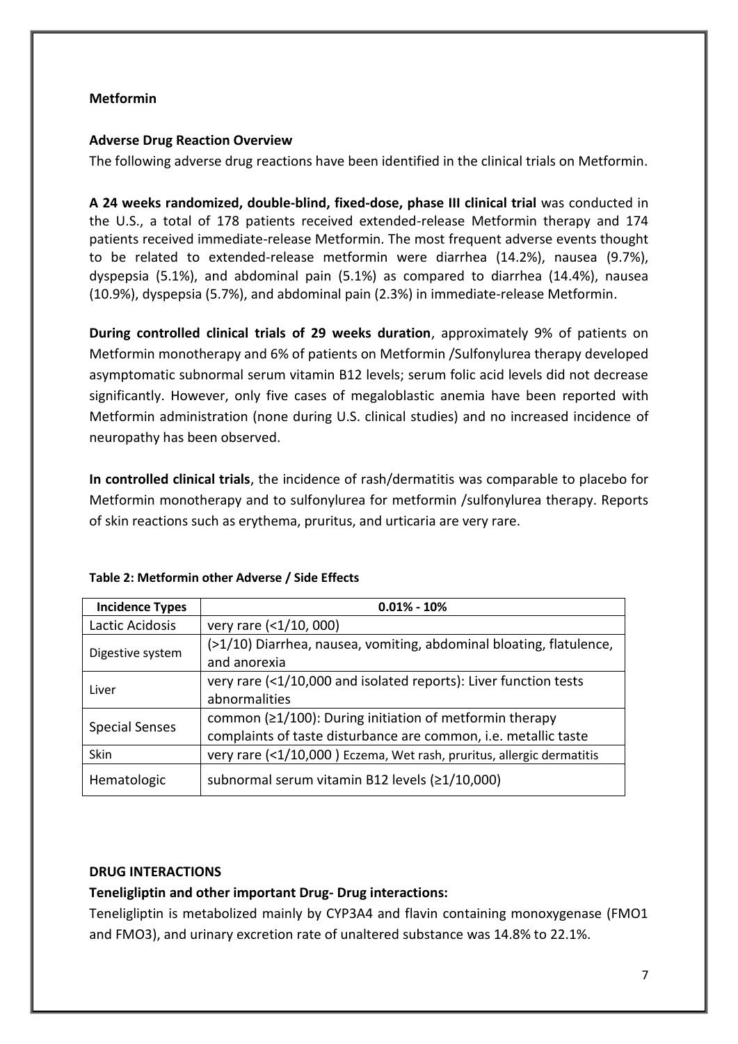**Metformin**

**Adverse Drug Reaction Overview**

The following adverse drug reactions have been identified in the clinical trials on Metformin.

**A 24 weeks randomized, double-blind, fixed-dose, phase III clinical trial** was conducted in the U.S., a total of 178 patients received extended-release Metformin therapy and 174 patients received immediate-release Metformin. The most frequent adverse events thought to be related to extended-release metformin were diarrhea (14.2%), nausea (9.7%), dyspepsia (5.1%), and abdominal pain (5.1%) as compared to diarrhea (14.4%), nausea (10.9%), dyspepsia (5.7%), and abdominal pain (2.3%) in immediate-release Metformin.

**During controlled clinical trials of 29 weeks duration**, approximately 9% of patients on Metformin monotherapy and 6% of patients on Metformin /Sulfonylurea therapy developed asymptomatic subnormal serum vitamin B12 levels; serum folic acid levels did not decrease significantly. However, only five cases of megaloblastic anemia have been reported with Metformin administration (none during U.S. clinical studies) and no increased incidence of neuropathy has been observed.

**In controlled clinical trials**, the incidence of rash/dermatitis was comparable to placebo for Metformin monotherapy and to sulfonylurea for metformin /sulfonylurea therapy. Reports of skin reactions such as erythema, pruritus, and urticaria are very rare.

**Table 2: Metformin other Adverse / Side Effects**

| Incidence Types | 0.01% - 10% |
|---|---|
| Lactic Acidosis | very rare (<1/10, 000) |
| Digestive system | (>1/10) Diarrhea, nausea, vomiting, abdominal bloating, flatulence, and anorexia |
| Liver | very rare (<1/10,000 and isolated reports): Liver function tests abnormalities |
| Special Senses | common (≥1/100): During initiation of metformin therapy complaints of taste disturbance are common, i.e. metallic taste |
| Skin | very rare (<1/10,000 ) Eczema, Wet rash, pruritus, allergic dermatitis |
| Hematologic | subnormal serum vitamin B12 levels (≥1/10,000) |

**DRUG INTERACTIONS**

**Teneligliptin and other important Drug- Drug interactions:**

Teneligliptin is metabolized mainly by CYP3A4 and flavin containing monoxygenase (FMO1 and FMO3), and urinary excretion rate of unaltered substance was 14.8% to 22.1%.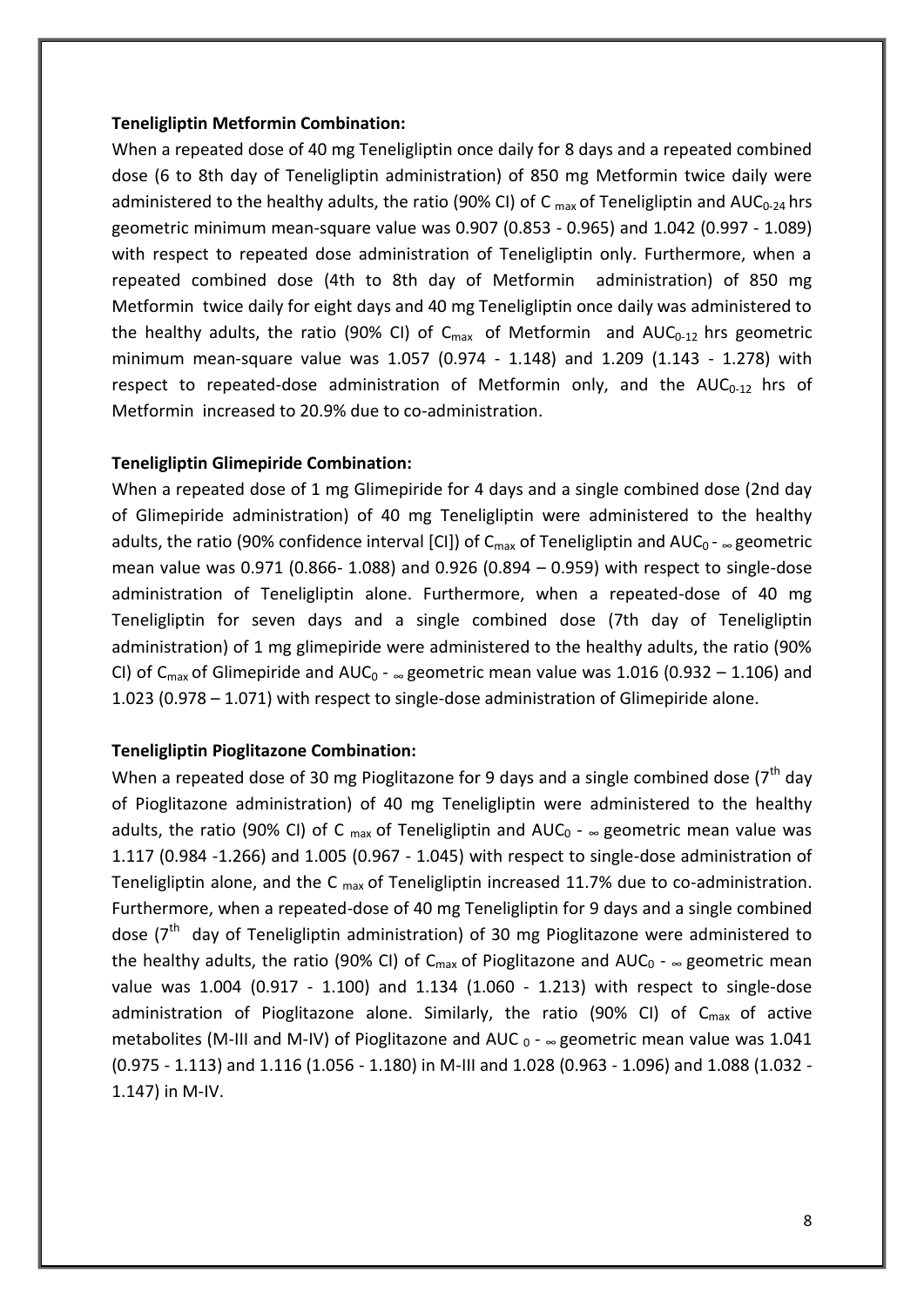**Teneligliptin Metformin Combination:**

When a repeated dose of 40 mg Teneligliptin once daily for 8 days and a repeated combined dose (6 to 8th day of Teneligliptin administration) of 850 mg Metformin twice daily were administered to the healthy adults, the ratio (90% CI) of $C_{max}$ of Teneligliptin and $AUC_{0\text{-}24}$ hrs geometric minimum mean-square value was 0.907 (0.853 - 0.965) and 1.042 (0.997 - 1.089) with respect to repeated dose administration of Teneligliptin only. Furthermore, when a repeated combined dose (4th to 8th day of Metformin administration) of 850 mg Metformin twice daily for eight days and 40 mg Teneligliptin once daily was administered to the healthy adults, the ratio (90% CI) of $C_{max}$ of Metformin and $AUC_{0\text{-}12}$ hrs geometric minimum mean-square value was 1.057 (0.974 - 1.148) and 1.209 (1.143 - 1.278) with respect to repeated-dose administration of Metformin only, and the $AUC_{0\text{-}12}$ hrs of Metformin increased to 20.9% due to co-administration.

**Teneligliptin Glimepiride Combination:**

When a repeated dose of 1 mg Glimepiride for 4 days and a single combined dose (2nd day of Glimepiride administration) of 40 mg Teneligliptin were administered to the healthy adults, the ratio (90% confidence interval [CI]) of $C_{max}$ of Teneligliptin and $AUC_{0\text{-}\infty}$ geometric mean value was 0.971 (0.866- 1.088) and 0.926 (0.894 – 0.959) with respect to single-dose administration of Teneligliptin alone. Furthermore, when a repeated-dose of 40 mg Teneligliptin for seven days and a single combined dose (7th day of Teneligliptin administration) of 1 mg glimepiride were administered to the healthy adults, the ratio (90% CI) of $C_{max}$ of Glimepiride and $AUC_{0\text{-}\infty}$ geometric mean value was 1.016 (0.932 – 1.106) and 1.023 (0.978 – 1.071) with respect to single-dose administration of Glimepiride alone.

**Teneligliptin Pioglitazone Combination:**

When a repeated dose of 30 mg Pioglitazone for 9 days and a single combined dose ($7^{th}$ day of Pioglitazone administration) of 40 mg Teneligliptin were administered to the healthy adults, the ratio (90% CI) of $C_{max}$ of Teneligliptin and $AUC_{0\text{-}\infty}$ geometric mean value was 1.117 (0.984 -1.266) and 1.005 (0.967 - 1.045) with respect to single-dose administration of Teneligliptin alone, and the $C_{max}$ of Teneligliptin increased 11.7% due to co-administration. Furthermore, when a repeated-dose of 40 mg Teneligliptin for 9 days and a single combined dose ($7^{th}$ day of Teneligliptin administration) of 30 mg Pioglitazone were administered to the healthy adults, the ratio (90% CI) of $C_{max}$ of Pioglitazone and $AUC_{0\text{-}\infty}$ geometric mean value was 1.004 (0.917 - 1.100) and 1.134 (1.060 - 1.213) with respect to single-dose administration of Pioglitazone alone. Similarly, the ratio (90% CI) of $C_{max}$ of active metabolites (M-III and M-IV) of Pioglitazone and $AUC_{0\text{-}\infty}$ geometric mean value was 1.041 (0.975 - 1.113) and 1.116 (1.056 - 1.180) in M-III and 1.028 (0.963 - 1.096) and 1.088 (1.032 - 1.147) in M-IV.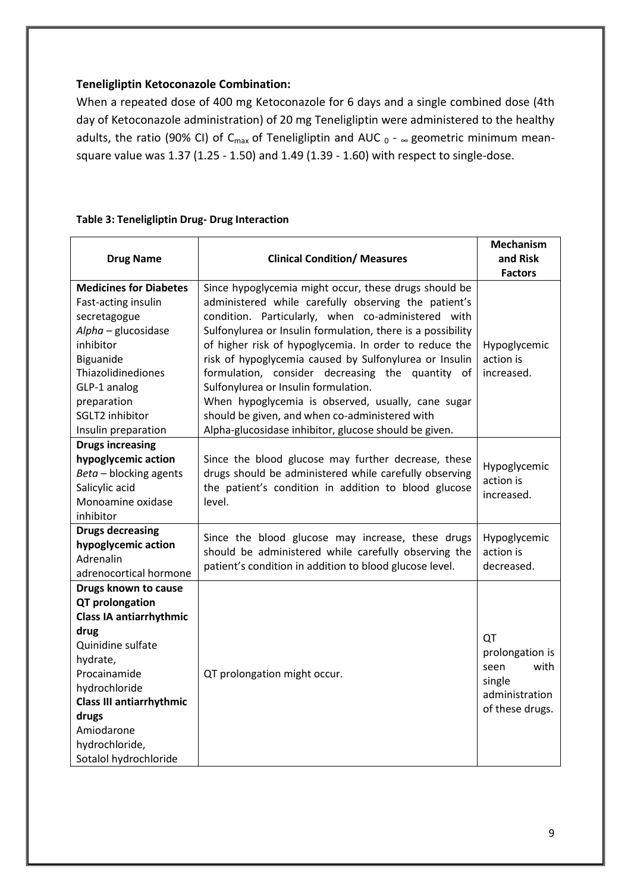**Teneligliptin Ketoconazole Combination:**

When a repeated dose of 400 mg Ketoconazole for 6 days and a single combined dose (4th day of Ketoconazole administration) of 20 mg Teneligliptin were administered to the healthy adults, the ratio (90% CI) of $C_{max}$ of Teneligliptin and $AUC_{0-\infty}$ geometric minimum mean-square value was 1.37 (1.25 - 1.50) and 1.49 (1.39 - 1.60) with respect to single-dose.

**Table 3: Teneligliptin Drug- Drug Interaction**

| **Drug Name** | **Clinical Condition/ Measures** | **Mechanism and Risk Factors** |
|---|---|---|
| **Medicines for Diabetes**<br>Fast-acting insulin secretagogue<br>*Alpha* – glucosidase inhibitor<br>Biguanide<br>Thiazolidinediones<br>GLP-1 analog preparation<br>SGLT2 inhibitor<br>Insulin preparation | Since hypoglycemia might occur, these drugs should be administered while carefully observing the patient's condition. Particularly, when co-administered with Sulfonylurea or Insulin formulation, there is a possibility of higher risk of hypoglycemia. In order to reduce the risk of hypoglycemia caused by Sulfonylurea or Insulin formulation, consider decreasing the quantity of Sulfonylurea or Insulin formulation.<br>When hypoglycemia is observed, usually, cane sugar should be given, and when co-administered with Alpha-glucosidase inhibitor, glucose should be given. | Hypoglycemic action is increased. |
| **Drugs increasing hypoglycemic action**<br>*Beta* – blocking agents<br>Salicylic acid<br>Monoamine oxidase inhibitor | Since the blood glucose may further decrease, these drugs should be administered while carefully observing the patient's condition in addition to blood glucose level. | Hypoglycemic action is increased. |
| **Drugs decreasing hypoglycemic action**<br>Adrenalin<br>adrenocortical hormone | Since the blood glucose may increase, these drugs should be administered while carefully observing the patient's condition in addition to blood glucose level. | Hypoglycemic action is decreased. |
| **Drugs known to cause QT prolongation**<br>**Class IA antiarrhythmic drug**<br>Quinidine sulfate hydrate,<br>Procainamide hydrochloride<br>**Class III antiarrhythmic drugs**<br>Amiodarone hydrochloride,<br>Sotalol hydrochloride | QT prolongation might occur. | QT prolongation is seen with single administration of these drugs. |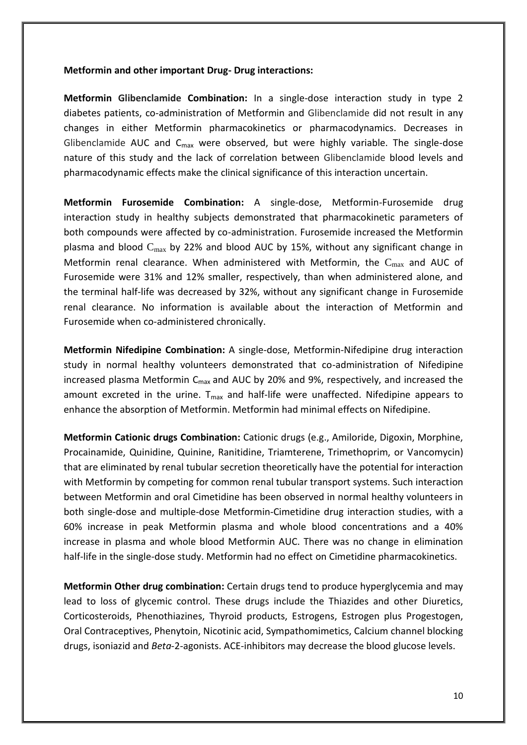**Metformin and other important Drug- Drug interactions:**

**Metformin Glibenclamide Combination:** In a single-dose interaction study in type 2 diabetes patients, co-administration of Metformin and Glibenclamide did not result in any changes in either Metformin pharmacokinetics or pharmacodynamics. Decreases in Glibenclamide AUC and $C_{max}$ were observed, but were highly variable. The single-dose nature of this study and the lack of correlation between Glibenclamide blood levels and pharmacodynamic effects make the clinical significance of this interaction uncertain.

**Metformin Furosemide Combination:** A single-dose, Metformin-Furosemide drug interaction study in healthy subjects demonstrated that pharmacokinetic parameters of both compounds were affected by co-administration. Furosemide increased the Metformin plasma and blood $C_{max}$ by 22% and blood AUC by 15%, without any significant change in Metformin renal clearance. When administered with Metformin, the $C_{max}$ and AUC of Furosemide were 31% and 12% smaller, respectively, than when administered alone, and the terminal half-life was decreased by 32%, without any significant change in Furosemide renal clearance. No information is available about the interaction of Metformin and Furosemide when co-administered chronically.

**Metformin Nifedipine Combination:** A single-dose, Metformin-Nifedipine drug interaction study in normal healthy volunteers demonstrated that co-administration of Nifedipine increased plasma Metformin $C_{max}$ and AUC by 20% and 9%, respectively, and increased the amount excreted in the urine. $T_{max}$ and half-life were unaffected. Nifedipine appears to enhance the absorption of Metformin. Metformin had minimal effects on Nifedipine.

**Metformin Cationic drugs Combination:** Cationic drugs (e.g., Amiloride, Digoxin, Morphine, Procainamide, Quinidine, Quinine, Ranitidine, Triamterene, Trimethoprim, or Vancomycin) that are eliminated by renal tubular secretion theoretically have the potential for interaction with Metformin by competing for common renal tubular transport systems. Such interaction between Metformin and oral Cimetidine has been observed in normal healthy volunteers in both single-dose and multiple-dose Metformin-Cimetidine drug interaction studies, with a 60% increase in peak Metformin plasma and whole blood concentrations and a 40% increase in plasma and whole blood Metformin AUC. There was no change in elimination half-life in the single-dose study. Metformin had no effect on Cimetidine pharmacokinetics.

**Metformin Other drug combination:** Certain drugs tend to produce hyperglycemia and may lead to loss of glycemic control. These drugs include the Thiazides and other Diuretics, Corticosteroids, Phenothiazines, Thyroid products, Estrogens, Estrogen plus Progestogen, Oral Contraceptives, Phenytoin, Nicotinic acid, Sympathomimetics, Calcium channel blocking drugs, isoniazid and *Beta*-2-agonists. ACE-inhibitors may decrease the blood glucose levels.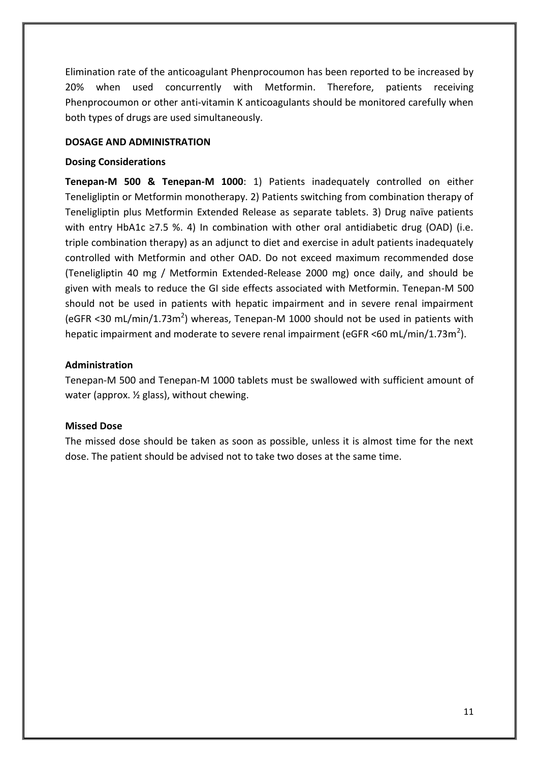Elimination rate of the anticoagulant Phenprocoumon has been reported to be increased by 20% when used concurrently with Metformin. Therefore, patients receiving Phenprocoumon or other anti-vitamin K anticoagulants should be monitored carefully when both types of drugs are used simultaneously.

## DOSAGE AND ADMINISTRATION

### Dosing Considerations

**Tenepan-M 500 & Tenepan-M 1000**: 1) Patients inadequately controlled on either Teneligliptin or Metformin monotherapy. 2) Patients switching from combination therapy of Teneligliptin plus Metformin Extended Release as separate tablets. 3) Drug naïve patients with entry HbA1c ≥7.5 %. 4) In combination with other oral antidiabetic drug (OAD) (i.e. triple combination therapy) as an adjunct to diet and exercise in adult patients inadequately controlled with Metformin and other OAD. Do not exceed maximum recommended dose (Teneligliptin 40 mg / Metformin Extended-Release 2000 mg) once daily, and should be given with meals to reduce the GI side effects associated with Metformin. Tenepan-M 500 should not be used in patients with hepatic impairment and in severe renal impairment (eGFR <30 mL/min/1.73m$^2$) whereas, Tenepan-M 1000 should not be used in patients with hepatic impairment and moderate to severe renal impairment (eGFR <60 mL/min/1.73m$^2$).

### Administration

Tenepan-M 500 and Tenepan-M 1000 tablets must be swallowed with sufficient amount of water (approx. ½ glass), without chewing.

### Missed Dose

The missed dose should be taken as soon as possible, unless it is almost time for the next dose. The patient should be advised not to take two doses at the same time.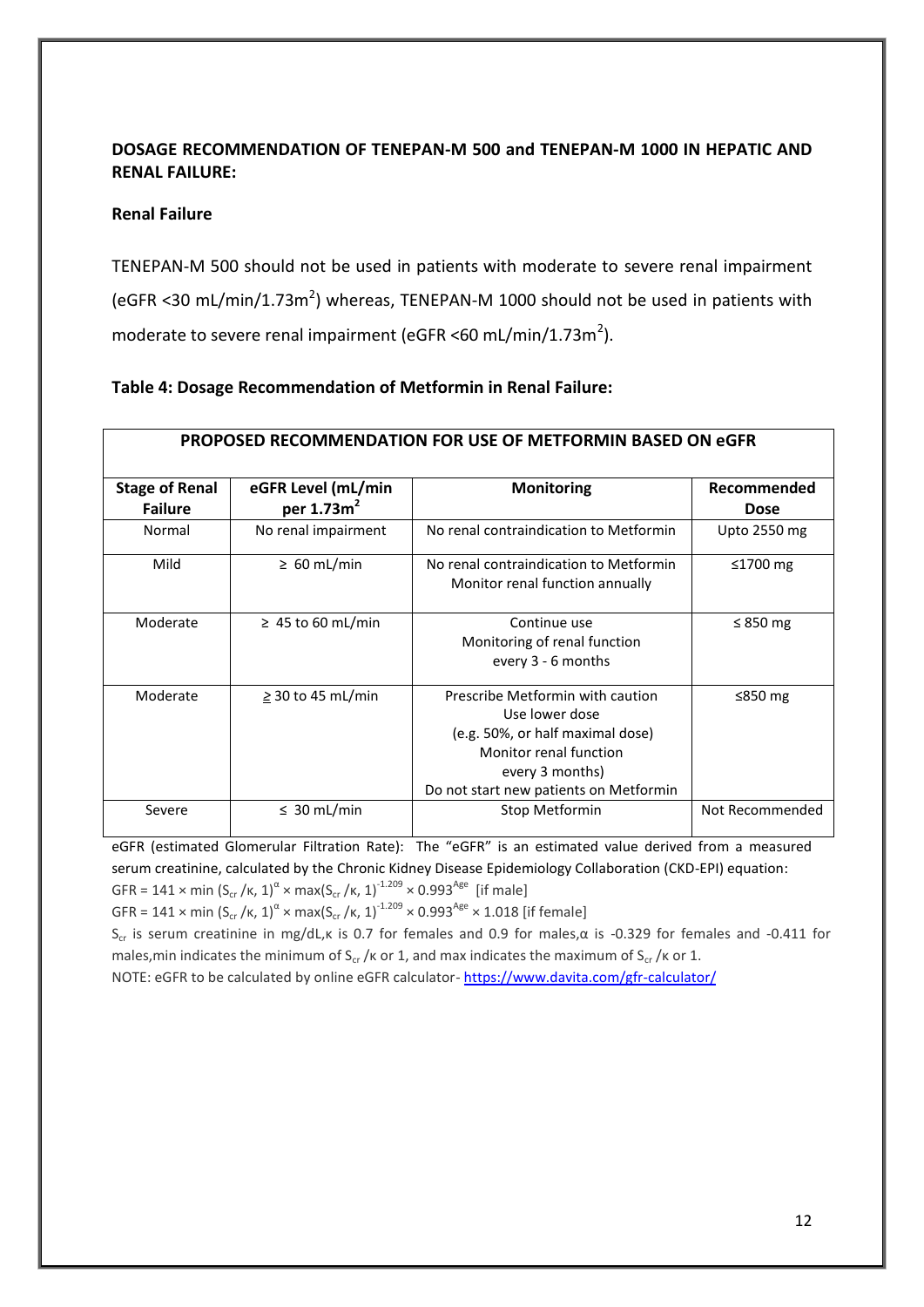**DOSAGE RECOMMENDATION OF TENEPAN-M 500 and TENEPAN-M 1000 IN HEPATIC AND RENAL FAILURE:**

**Renal Failure**

TENEPAN-M 500 should not be used in patients with moderate to severe renal impairment (eGFR <30 mL/min/1.73m$^2$) whereas, TENEPAN-M 1000 should not be used in patients with moderate to severe renal impairment (eGFR <60 mL/min/1.73m$^2$).

**Table 4: Dosage Recommendation of Metformin in Renal Failure:**

| PROPOSED RECOMMENDATION FOR USE OF METFORMIN BASED ON eGFR | | | |
|---|---|---|---|
| **Stage of Renal Failure** | **eGFR Level (mL/min per 1.73m$^2$** | **Monitoring** | **Recommended Dose** |
| Normal | No renal impairment | No renal contraindication to Metformin | Upto 2550 mg |
| Mild | ≥ 60 mL/min | No renal contraindication to Metformin<br>Monitor renal function annually | ≤1700 mg |
| Moderate | ≥ 45 to 60 mL/min | Continue use<br>Monitoring of renal function every 3 - 6 months | ≤ 850 mg |
| Moderate | ≥ 30 to 45 mL/min | Prescribe Metformin with caution<br>Use lower dose<br>(e.g. 50%, or half maximal dose)<br>Monitor renal function every 3 months)<br>Do not start new patients on Metformin | ≤850 mg |
| Severe | ≤ 30 mL/min | Stop Metformin | Not Recommended |

eGFR (estimated Glomerular Filtration Rate): The "eGFR" is an estimated value derived from a measured serum creatinine, calculated by the Chronic Kidney Disease Epidemiology Collaboration (CKD-EPI) equation:

$GFR = 141 \times \min(S_{cr}/\kappa, 1)^{\alpha} \times \max(S_{cr}/\kappa, 1)^{-1.209} \times 0.993^{Age}$ [if male]

$GFR = 141 \times \min(S_{cr}/\kappa, 1)^{\alpha} \times \max(S_{cr}/\kappa, 1)^{-1.209} \times 0.993^{Age} \times 1.018$ [if female]

$S_{cr}$ is serum creatinine in mg/dL, $\kappa$ is 0.7 for females and 0.9 for males, $\alpha$ is -0.329 for females and -0.411 for males, min indicates the minimum of $S_{cr}/\kappa$ or 1, and max indicates the maximum of $S_{cr}/\kappa$ or 1.

NOTE: eGFR to be calculated by online eGFR calculator- https://www.davita.com/gfr-calculator/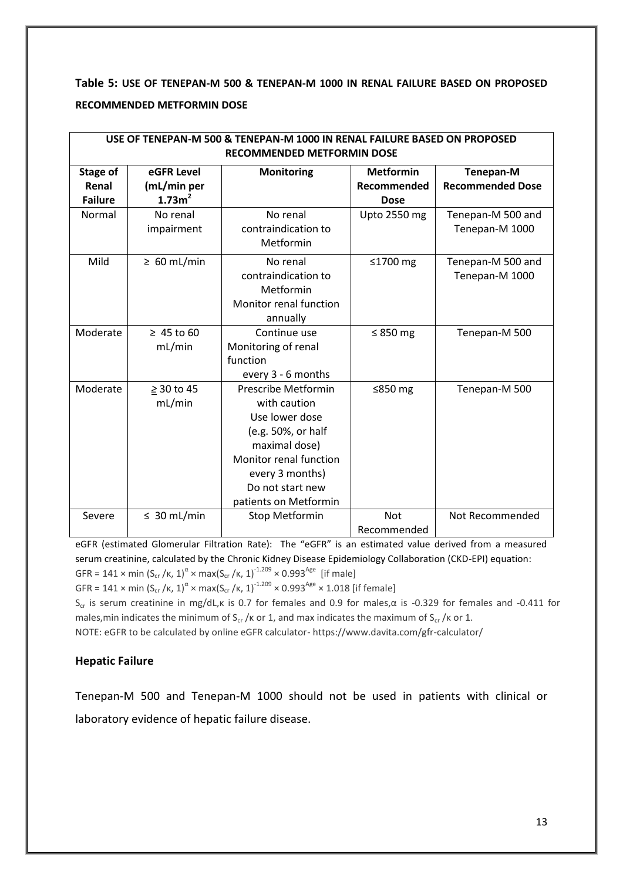**Table 5: USE OF TENEPAN-M 500 & TENEPAN-M 1000 IN RENAL FAILURE BASED ON PROPOSED RECOMMENDED METFORMIN DOSE**

| USE OF TENEPAN-M 500 & TENEPAN-M 1000 IN RENAL FAILURE BASED ON PROPOSED RECOMMENDED METFORMIN DOSE | | | | |
|---|---|---|---|---|
| **Stage of Renal Failure** | **eGFR Level (mL/min per $1.73m^2$** | **Monitoring** | **Metformin Recommended Dose** | **Tenepan-M Recommended Dose** |
| Normal | No renal impairment | No renal contraindication to Metformin | Upto 2550 mg | Tenepan-M 500 and Tenepan-M 1000 |
| Mild | ≥ 60 mL/min | No renal contraindication to Metformin Monitor renal function annually | ≤1700 mg | Tenepan-M 500 and Tenepan-M 1000 |
| Moderate | ≥ 45 to 60 mL/min | Continue use Monitoring of renal function every 3 - 6 months | ≤ 850 mg | Tenepan-M 500 |
| Moderate | ≥ 30 to 45 mL/min | Prescribe Metformin with caution Use lower dose (e.g. 50%, or half maximal dose) Monitor renal function every 3 months) Do not start new patients on Metformin | ≤850 mg | Tenepan-M 500 |
| Severe | ≤ 30 mL/min | Stop Metformin | Not Recommended | Not Recommended |

eGFR (estimated Glomerular Filtration Rate): The "eGFR" is an estimated value derived from a measured serum creatinine, calculated by the Chronic Kidney Disease Epidemiology Collaboration (CKD-EPI) equation:

$GFR = 141 \times \min(S_{cr}/\kappa, 1)^{\alpha} \times \max(S_{cr}/\kappa, 1)^{-1.209} \times 0.993^{Age}$ [if male]

$GFR = 141 \times \min(S_{cr}/\kappa, 1)^{\alpha} \times \max(S_{cr}/\kappa, 1)^{-1.209} \times 0.993^{Age} \times 1.018$ [if female]

$S_{cr}$ is serum creatinine in mg/dL, $\kappa$ is 0.7 for females and 0.9 for males, $\alpha$ is -0.329 for females and -0.411 for males, min indicates the minimum of $S_{cr}/\kappa$ or 1, and max indicates the maximum of $S_{cr}/\kappa$ or 1.

NOTE: eGFR to be calculated by online eGFR calculator- https://www.davita.com/gfr-calculator/

## Hepatic Failure

Tenepan-M 500 and Tenepan-M 1000 should not be used in patients with clinical or laboratory evidence of hepatic failure disease.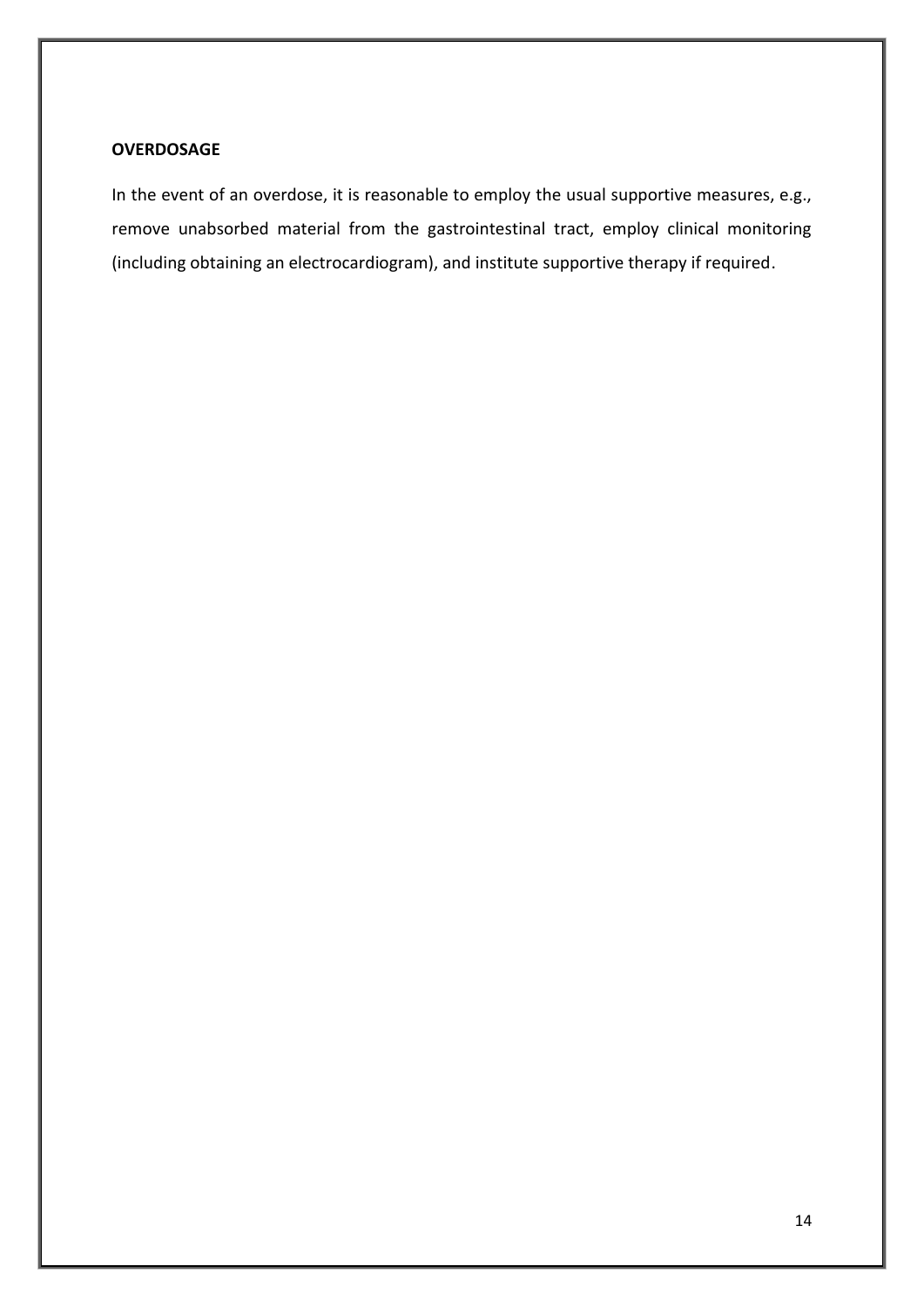**OVERDOSAGE**

In the event of an overdose, it is reasonable to employ the usual supportive measures, e.g., remove unabsorbed material from the gastrointestinal tract, employ clinical monitoring (including obtaining an electrocardiogram), and institute supportive therapy if required.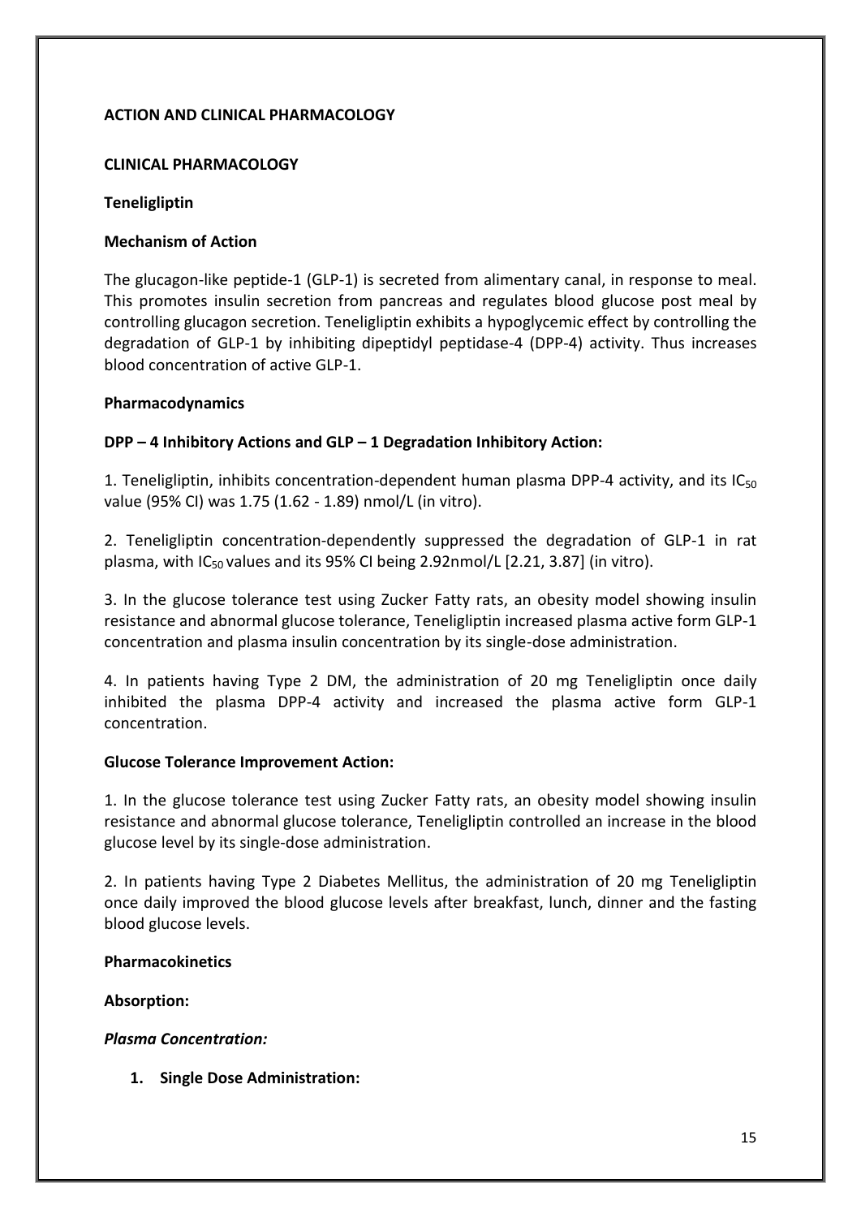## ACTION AND CLINICAL PHARMACOLOGY

### CLINICAL PHARMACOLOGY

**Teneligliptin**

**Mechanism of Action**

The glucagon-like peptide-1 (GLP-1) is secreted from alimentary canal, in response to meal. This promotes insulin secretion from pancreas and regulates blood glucose post meal by controlling glucagon secretion. Teneligliptin exhibits a hypoglycemic effect by controlling the degradation of GLP-1 by inhibiting dipeptidyl peptidase-4 (DPP-4) activity. Thus increases blood concentration of active GLP-1.

**Pharmacodynamics**

**DPP – 4 Inhibitory Actions and GLP – 1 Degradation Inhibitory Action:**

1. Teneligliptin, inhibits concentration-dependent human plasma DPP-4 activity, and its $IC_{50}$ value (95% CI) was 1.75 (1.62 - 1.89) nmol/L (in vitro).

2. Teneligliptin concentration-dependently suppressed the degradation of GLP-1 in rat plasma, with $IC_{50}$ values and its 95% CI being 2.92nmol/L [2.21, 3.87] (in vitro).

3. In the glucose tolerance test using Zucker Fatty rats, an obesity model showing insulin resistance and abnormal glucose tolerance, Teneligliptin increased plasma active form GLP-1 concentration and plasma insulin concentration by its single-dose administration.

4. In patients having Type 2 DM, the administration of 20 mg Teneligliptin once daily inhibited the plasma DPP-4 activity and increased the plasma active form GLP-1 concentration.

**Glucose Tolerance Improvement Action:**

1. In the glucose tolerance test using Zucker Fatty rats, an obesity model showing insulin resistance and abnormal glucose tolerance, Teneligliptin controlled an increase in the blood glucose level by its single-dose administration.

2. In patients having Type 2 Diabetes Mellitus, the administration of 20 mg Teneligliptin once daily improved the blood glucose levels after breakfast, lunch, dinner and the fasting blood glucose levels.

**Pharmacokinetics**

**Absorption:**

***Plasma Concentration:***

1. **Single Dose Administration:**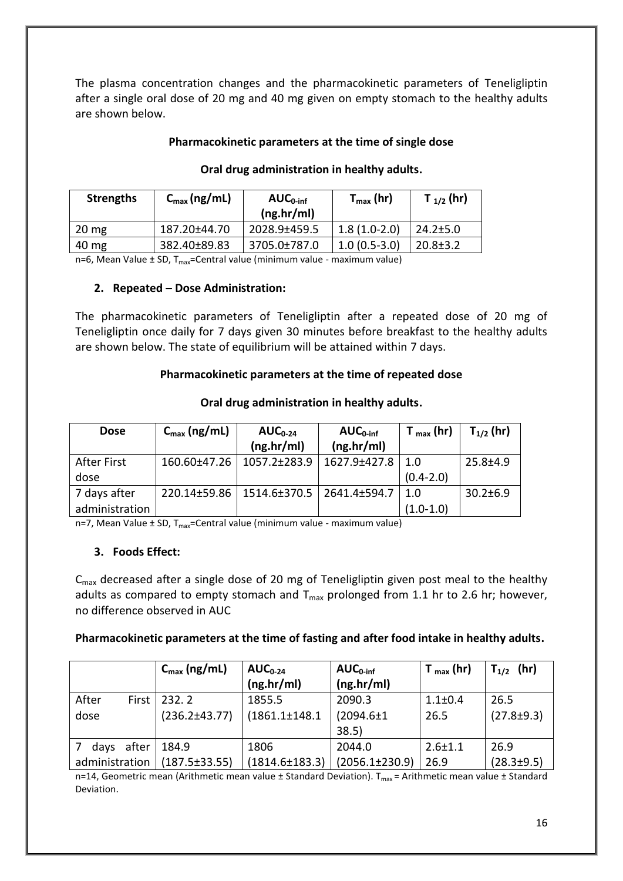The plasma concentration changes and the pharmacokinetic parameters of Teneligliptin after a single oral dose of 20 mg and 40 mg given on empty stomach to the healthy adults are shown below.

**Pharmacokinetic parameters at the time of single dose**

**Oral drug administration in healthy adults.**

| Strengths | $C_{max}$ (ng/mL) | $AUC_{0-inf}$ (ng.hr/ml) | $T_{max}$ (hr) | $T_{1/2}$ (hr) |
|---|---|---|---|---|
| 20 mg | 187.20±44.70 | 2028.9±459.5 | 1.8 (1.0-2.0) | 24.2±5.0 |
| 40 mg | 382.40±89.83 | 3705.0±787.0 | 1.0 (0.5-3.0) | 20.8±3.2 |

n=6, Mean Value ± SD, $T_{max}$=Central value (minimum value - maximum value)

### 2. Repeated – Dose Administration:

The pharmacokinetic parameters of Teneligliptin after a repeated dose of 20 mg of Teneligliptin once daily for 7 days given 30 minutes before breakfast to the healthy adults are shown below. The state of equilibrium will be attained within 7 days.

**Pharmacokinetic parameters at the time of repeated dose**

**Oral drug administration in healthy adults.**

| Dose | $C_{max}$ (ng/mL) | $AUC_{0-24}$ (ng.hr/ml) | $AUC_{0-inf}$ (ng.hr/ml) | $T_{max}$ (hr) | $T_{1/2}$ (hr) |
|---|---|---|---|---|---|
| After First dose | 160.60±47.26 | 1057.2±283.9 | 1627.9±427.8 | 1.0 (0.4-2.0) | 25.8±4.9 |
| 7 days after administration | 220.14±59.86 | 1514.6±370.5 | 2641.4±594.7 | 1.0 (1.0-1.0) | 30.2±6.9 |

n=7, Mean Value ± SD, $T_{max}$=Central value (minimum value - maximum value)

### 3. Foods Effect:

$C_{max}$ decreased after a single dose of 20 mg of Teneligliptin given post meal to the healthy adults as compared to empty stomach and $T_{max}$ prolonged from 1.1 hr to 2.6 hr; however, no difference observed in AUC

**Pharmacokinetic parameters at the time of fasting and after food intake in healthy adults.**

| | $C_{max}$ (ng/mL) | $AUC_{0-24}$ (ng.hr/ml) | $AUC_{0-inf}$ (ng.hr/ml) | $T_{max}$ (hr) | $T_{1/2}$ (hr) |
|---|---|---|---|---|---|
| After First dose | 232. 2 (236.2±43.77) | 1855.5 (1861.1±148.1 | 2090.3 (2094.6±1 38.5) | 1.1±0.4 26.5 | 26.5 (27.8±9.3) |
| 7 days after administration | 184.9 (187.5±33.55) | 1806 (1814.6±183.3) | 2044.0 (2056.1±230.9) | 2.6±1.1 26.9 | 26.9 (28.3±9.5) |

n=14, Geometric mean (Arithmetic mean value ± Standard Deviation). $T_{max}$ = Arithmetic mean value ± Standard Deviation.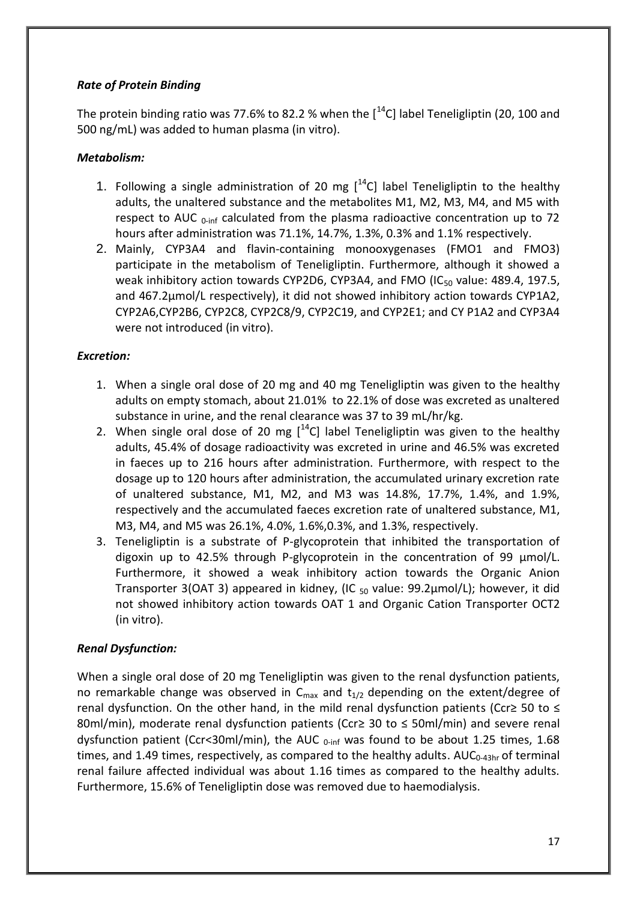***Rate of Protein Binding***

The protein binding ratio was 77.6% to 82.2 % when the [$^{14}$C] label Teneligliptin (20, 100 and 500 ng/mL) was added to human plasma (in vitro).

***Metabolism:***

1. Following a single administration of 20 mg [$^{14}$C] label Teneligliptin to the healthy adults, the unaltered substance and the metabolites M1, M2, M3, M4, and M5 with respect to AUC $_{0\text{-inf}}$ calculated from the plasma radioactive concentration up to 72 hours after administration was 71.1%, 14.7%, 1.3%, 0.3% and 1.1% respectively.
2. Mainly, CYP3A4 and flavin-containing monooxygenases (FMO1 and FMO3) participate in the metabolism of Teneligliptin. Furthermore, although it showed a weak inhibitory action towards CYP2D6, CYP3A4, and FMO ($IC_{50}$ value: 489.4, 197.5, and 467.2µmol/L respectively), it did not showed inhibitory action towards CYP1A2, CYP2A6,CYP2B6, CYP2C8, CYP2C8/9, CYP2C19, and CYP2E1; and CY P1A2 and CYP3A4 were not introduced (in vitro).

***Excretion:***

1. When a single oral dose of 20 mg and 40 mg Teneligliptin was given to the healthy adults on empty stomach, about 21.01% to 22.1% of dose was excreted as unaltered substance in urine, and the renal clearance was 37 to 39 mL/hr/kg.
2. When single oral dose of 20 mg [$^{14}$C] label Teneligliptin was given to the healthy adults, 45.4% of dosage radioactivity was excreted in urine and 46.5% was excreted in faeces up to 216 hours after administration. Furthermore, with respect to the dosage up to 120 hours after administration, the accumulated urinary excretion rate of unaltered substance, M1, M2, and M3 was 14.8%, 17.7%, 1.4%, and 1.9%, respectively and the accumulated faeces excretion rate of unaltered substance, M1, M3, M4, and M5 was 26.1%, 4.0%, 1.6%,0.3%, and 1.3%, respectively.
3. Teneligliptin is a substrate of P-glycoprotein that inhibited the transportation of digoxin up to 42.5% through P-glycoprotein in the concentration of 99 µmol/L. Furthermore, it showed a weak inhibitory action towards the Organic Anion Transporter 3(OAT 3) appeared in kidney, (IC $_{50}$ value: 99.2µmol/L); however, it did not showed inhibitory action towards OAT 1 and Organic Cation Transporter OCT2 (in vitro).

***Renal Dysfunction:***

When a single oral dose of 20 mg Teneligliptin was given to the renal dysfunction patients, no remarkable change was observed in $C_{max}$ and $t_{1/2}$ depending on the extent/degree of renal dysfunction. On the other hand, in the mild renal dysfunction patients (Ccr≥ 50 to ≤ 80ml/min), moderate renal dysfunction patients (Ccr≥ 30 to ≤ 50ml/min) and severe renal dysfunction patient (Ccr<30ml/min), the AUC $_{0\text{-inf}}$ was found to be about 1.25 times, 1.68 times, and 1.49 times, respectively, as compared to the healthy adults. $AUC_{0\text{-}43hr}$ of terminal renal failure affected individual was about 1.16 times as compared to the healthy adults. Furthermore, 15.6% of Teneligliptin dose was removed due to haemodialysis.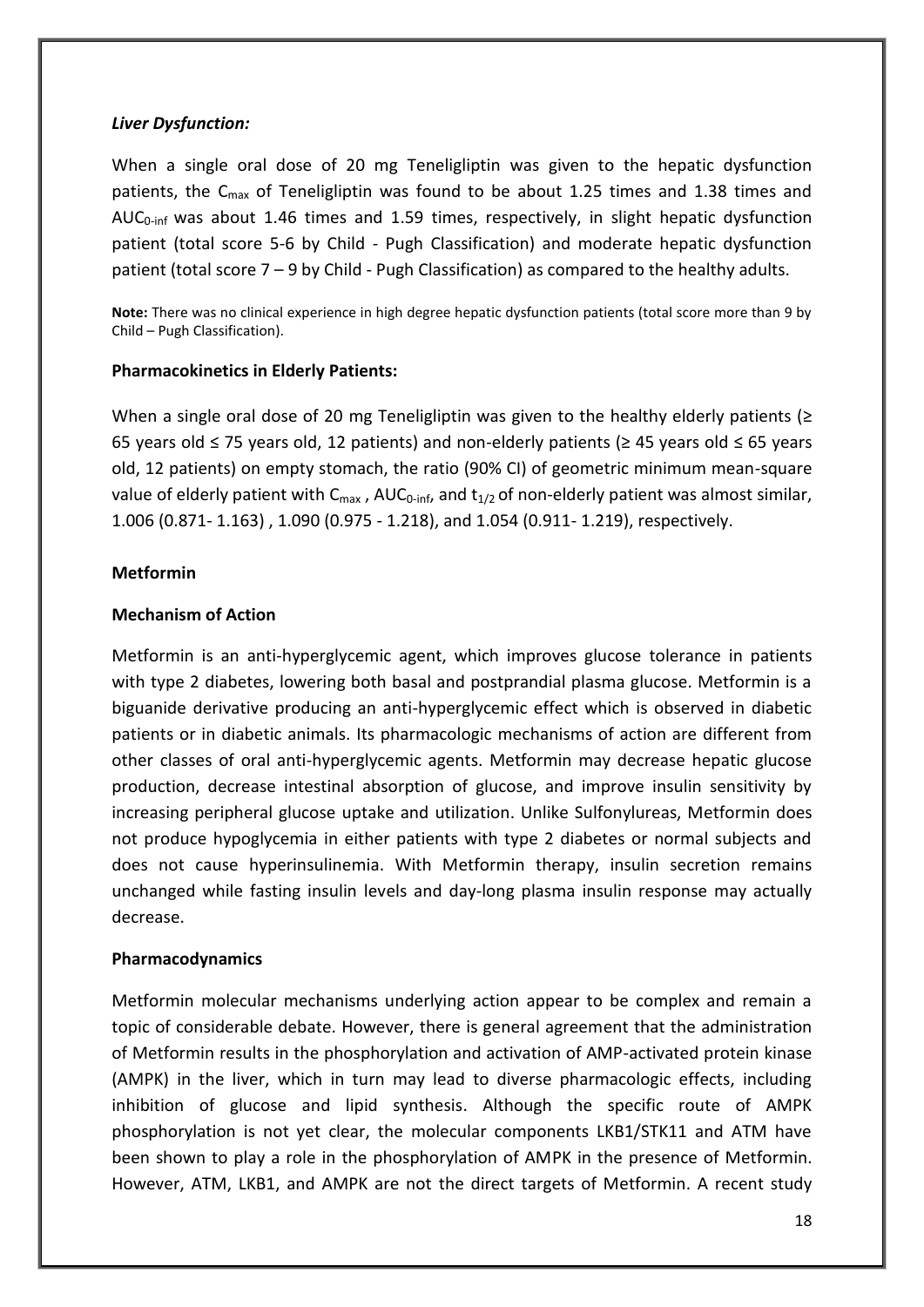### *Liver Dysfunction:*

When a single oral dose of 20 mg Teneligliptin was given to the hepatic dysfunction patients, the $C_{max}$ of Teneligliptin was found to be about 1.25 times and 1.38 times and $AUC_{0\text{-}inf}$ was about 1.46 times and 1.59 times, respectively, in slight hepatic dysfunction patient (total score 5-6 by Child - Pugh Classification) and moderate hepatic dysfunction patient (total score 7 – 9 by Child - Pugh Classification) as compared to the healthy adults.

**Note:** There was no clinical experience in high degree hepatic dysfunction patients (total score more than 9 by Child – Pugh Classification).

### Pharmacokinetics in Elderly Patients:

When a single oral dose of 20 mg Teneligliptin was given to the healthy elderly patients (≥ 65 years old ≤ 75 years old, 12 patients) and non-elderly patients (≥ 45 years old ≤ 65 years old, 12 patients) on empty stomach, the ratio (90% CI) of geometric minimum mean-square value of elderly patient with $C_{max}$ , $AUC_{0\text{-}inf}$, and $t_{1/2}$ of non-elderly patient was almost similar, 1.006 (0.871- 1.163) , 1.090 (0.975 - 1.218), and 1.054 (0.911- 1.219), respectively.

## Metformin

### Mechanism of Action

Metformin is an anti-hyperglycemic agent, which improves glucose tolerance in patients with type 2 diabetes, lowering both basal and postprandial plasma glucose. Metformin is a biguanide derivative producing an anti-hyperglycemic effect which is observed in diabetic patients or in diabetic animals. Its pharmacologic mechanisms of action are different from other classes of oral anti-hyperglycemic agents. Metformin may decrease hepatic glucose production, decrease intestinal absorption of glucose, and improve insulin sensitivity by increasing peripheral glucose uptake and utilization. Unlike Sulfonylureas, Metformin does not produce hypoglycemia in either patients with type 2 diabetes or normal subjects and does not cause hyperinsulinemia. With Metformin therapy, insulin secretion remains unchanged while fasting insulin levels and day-long plasma insulin response may actually decrease.

### Pharmacodynamics

Metformin molecular mechanisms underlying action appear to be complex and remain a topic of considerable debate. However, there is general agreement that the administration of Metformin results in the phosphorylation and activation of AMP-activated protein kinase (AMPK) in the liver, which in turn may lead to diverse pharmacologic effects, including inhibition of glucose and lipid synthesis. Although the specific route of AMPK phosphorylation is not yet clear, the molecular components LKB1/STK11 and ATM have been shown to play a role in the phosphorylation of AMPK in the presence of Metformin. However, ATM, LKB1, and AMPK are not the direct targets of Metformin. A recent study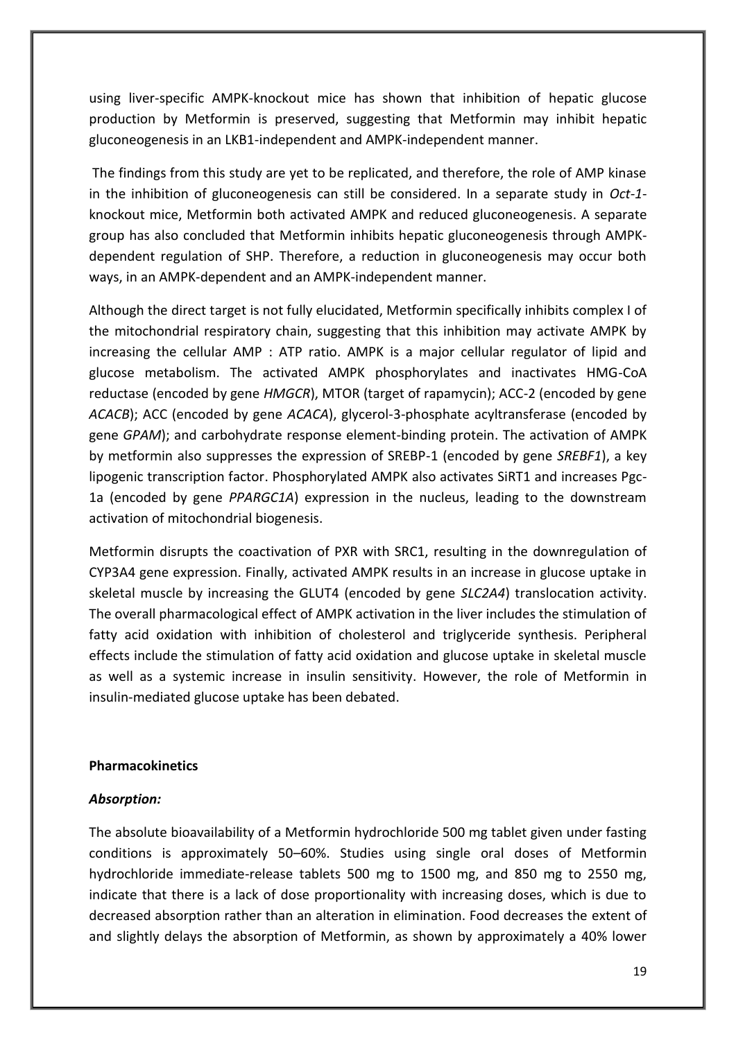using liver-specific AMPK-knockout mice has shown that inhibition of hepatic glucose production by Metformin is preserved, suggesting that Metformin may inhibit hepatic gluconeogenesis in an LKB1-independent and AMPK-independent manner.

The findings from this study are yet to be replicated, and therefore, the role of AMP kinase in the inhibition of gluconeogenesis can still be considered. In a separate study in *Oct-1*-knockout mice, Metformin both activated AMPK and reduced gluconeogenesis. A separate group has also concluded that Metformin inhibits hepatic gluconeogenesis through AMPK-dependent regulation of SHP. Therefore, a reduction in gluconeogenesis may occur both ways, in an AMPK-dependent and an AMPK-independent manner.

Although the direct target is not fully elucidated, Metformin specifically inhibits complex I of the mitochondrial respiratory chain, suggesting that this inhibition may activate AMPK by increasing the cellular AMP : ATP ratio. AMPK is a major cellular regulator of lipid and glucose metabolism. The activated AMPK phosphorylates and inactivates HMG-CoA reductase (encoded by gene *HMGCR*), MTOR (target of rapamycin); ACC-2 (encoded by gene *ACACB*); ACC (encoded by gene *ACACA*), glycerol-3-phosphate acyltransferase (encoded by gene *GPAM*); and carbohydrate response element-binding protein. The activation of AMPK by metformin also suppresses the expression of SREBP-1 (encoded by gene *SREBF1*), a key lipogenic transcription factor. Phosphorylated AMPK also activates SiRT1 and increases Pgc-1a (encoded by gene *PPARGC1A*) expression in the nucleus, leading to the downstream activation of mitochondrial biogenesis.

Metformin disrupts the coactivation of PXR with SRC1, resulting in the downregulation of CYP3A4 gene expression. Finally, activated AMPK results in an increase in glucose uptake in skeletal muscle by increasing the GLUT4 (encoded by gene *SLC2A4*) translocation activity. The overall pharmacological effect of AMPK activation in the liver includes the stimulation of fatty acid oxidation with inhibition of cholesterol and triglyceride synthesis. Peripheral effects include the stimulation of fatty acid oxidation and glucose uptake in skeletal muscle as well as a systemic increase in insulin sensitivity. However, the role of Metformin in insulin-mediated glucose uptake has been debated.

**Pharmacokinetics**

***Absorption:***

The absolute bioavailability of a Metformin hydrochloride 500 mg tablet given under fasting conditions is approximately 50–60%. Studies using single oral doses of Metformin hydrochloride immediate-release tablets 500 mg to 1500 mg, and 850 mg to 2550 mg, indicate that there is a lack of dose proportionality with increasing doses, which is due to decreased absorption rather than an alteration in elimination. Food decreases the extent of and slightly delays the absorption of Metformin, as shown by approximately a 40% lower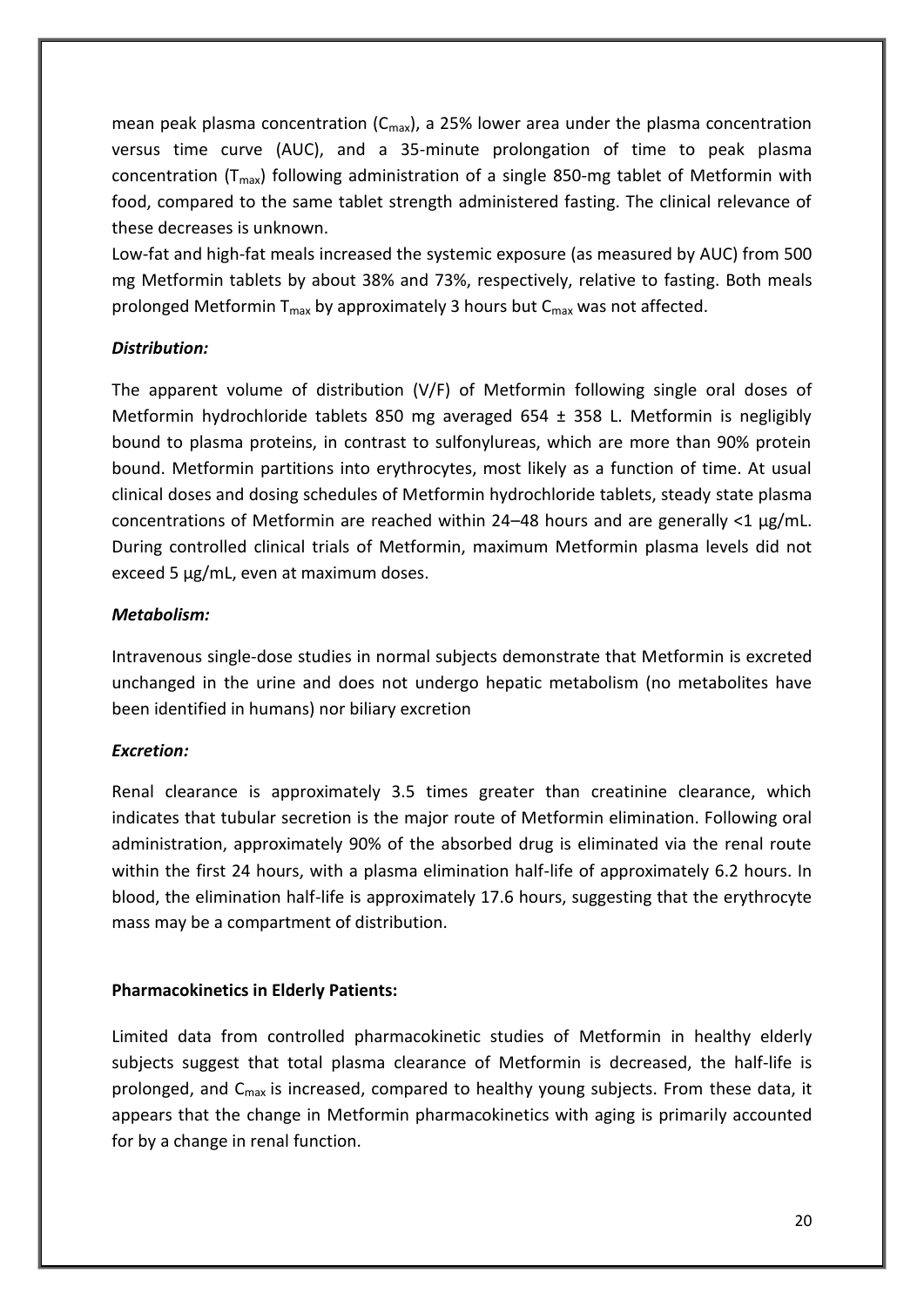mean peak plasma concentration ($C_{max}$), a 25% lower area under the plasma concentration versus time curve (AUC), and a 35-minute prolongation of time to peak plasma concentration ($T_{max}$) following administration of a single 850-mg tablet of Metformin with food, compared to the same tablet strength administered fasting. The clinical relevance of these decreases is unknown.

Low-fat and high-fat meals increased the systemic exposure (as measured by AUC) from 500 mg Metformin tablets by about 38% and 73%, respectively, relative to fasting. Both meals prolonged Metformin $T_{max}$ by approximately 3 hours but $C_{max}$ was not affected.

***Distribution:***

The apparent volume of distribution (V/F) of Metformin following single oral doses of Metformin hydrochloride tablets 850 mg averaged 654 ± 358 L. Metformin is negligibly bound to plasma proteins, in contrast to sulfonylureas, which are more than 90% protein bound. Metformin partitions into erythrocytes, most likely as a function of time. At usual clinical doses and dosing schedules of Metformin hydrochloride tablets, steady state plasma concentrations of Metformin are reached within 24–48 hours and are generally <1 µg/mL. During controlled clinical trials of Metformin, maximum Metformin plasma levels did not exceed 5 µg/mL, even at maximum doses.

***Metabolism:***

Intravenous single-dose studies in normal subjects demonstrate that Metformin is excreted unchanged in the urine and does not undergo hepatic metabolism (no metabolites have been identified in humans) nor biliary excretion

***Excretion:***

Renal clearance is approximately 3.5 times greater than creatinine clearance, which indicates that tubular secretion is the major route of Metformin elimination. Following oral administration, approximately 90% of the absorbed drug is eliminated via the renal route within the first 24 hours, with a plasma elimination half-life of approximately 6.2 hours. In blood, the elimination half-life is approximately 17.6 hours, suggesting that the erythrocyte mass may be a compartment of distribution.

**Pharmacokinetics in Elderly Patients:**

Limited data from controlled pharmacokinetic studies of Metformin in healthy elderly subjects suggest that total plasma clearance of Metformin is decreased, the half-life is prolonged, and $C_{max}$ is increased, compared to healthy young subjects. From these data, it appears that the change in Metformin pharmacokinetics with aging is primarily accounted for by a change in renal function.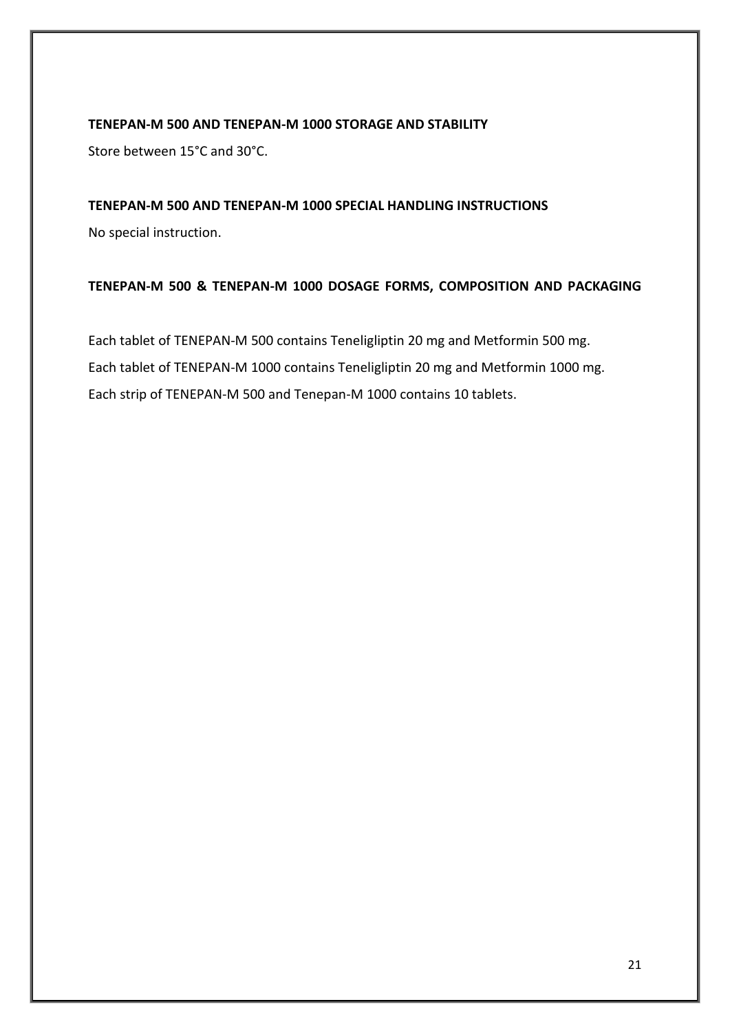**TENEPAN-M 500 AND TENEPAN-M 1000 STORAGE AND STABILITY**

Store between 15°C and 30°C.

**TENEPAN-M 500 AND TENEPAN-M 1000 SPECIAL HANDLING INSTRUCTIONS**

No special instruction.

**TENEPAN-M 500 & TENEPAN-M 1000 DOSAGE FORMS, COMPOSITION AND PACKAGING**

Each tablet of TENEPAN-M 500 contains Teneligliptin 20 mg and Metformin 500 mg.

Each tablet of TENEPAN-M 1000 contains Teneligliptin 20 mg and Metformin 1000 mg.

Each strip of TENEPAN-M 500 and Tenepan-M 1000 contains 10 tablets.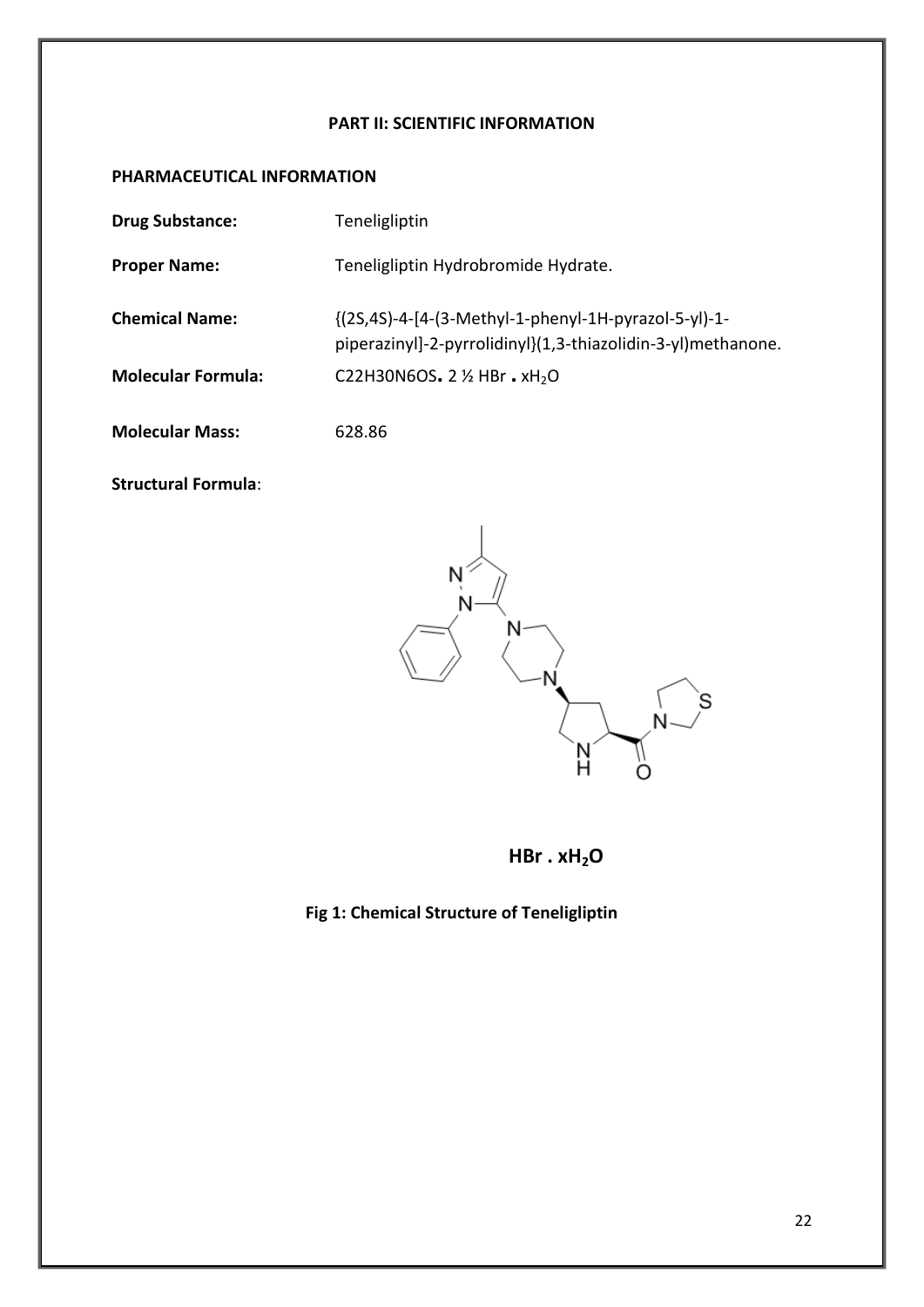**PART II: SCIENTIFIC INFORMATION**

**PHARMACEUTICAL INFORMATION**

**Drug Substance:** Teneligliptin

**Proper Name:** Teneligliptin Hydrobromide Hydrate.

**Chemical Name:** {(2S,4S)-4-[4-(3-Methyl-1-phenyl-1H-pyrazol-5-yl)-1-piperazinyl]-2-pyrrolidinyl}(1,3-thiazolidin-3-yl)methanone.

**Molecular Formula:** C22H30N6OS**.** 2 ½ HBr **.** $xH_2O$

**Molecular Mass:** 628.86

**Structural Formula**:

**HBr . $xH_2O$**

**Fig 1: Chemical Structure of Teneligliptin**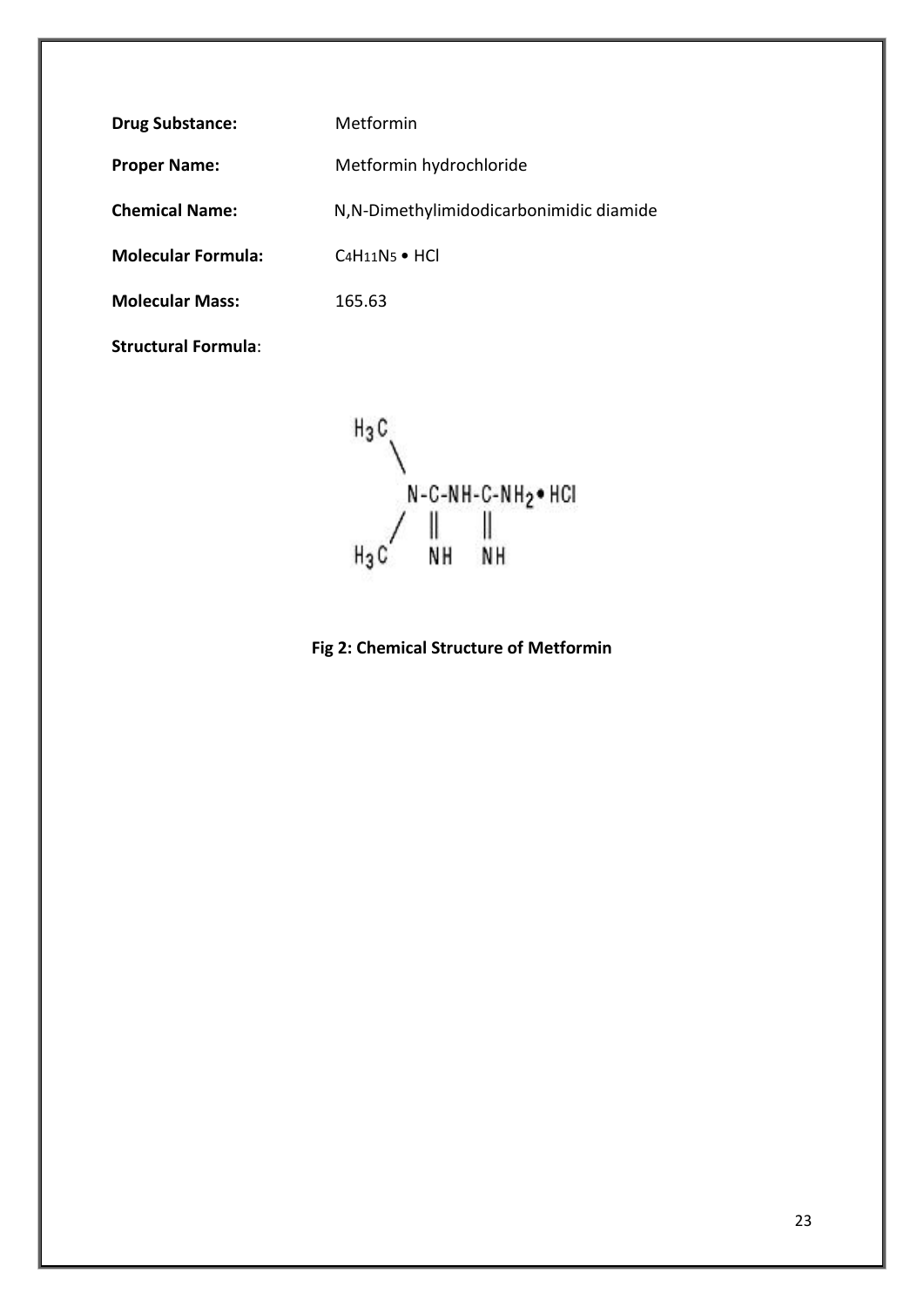**Drug Substance:** Metformin

**Proper Name:** Metformin hydrochloride

**Chemical Name:** N,N-Dimethylimidodicarbonimidic diamide

**Molecular Formula:** $C_4H_{11}N_5 \cdot HCl$

**Molecular Mass:** 165.63

**Structural Formula**:

```
H3C
   \
    N-C-NH-C-NH2• HCl
   /  ||    ||
H3C   NH    NH
```

**Fig 2: Chemical Structure of Metformin**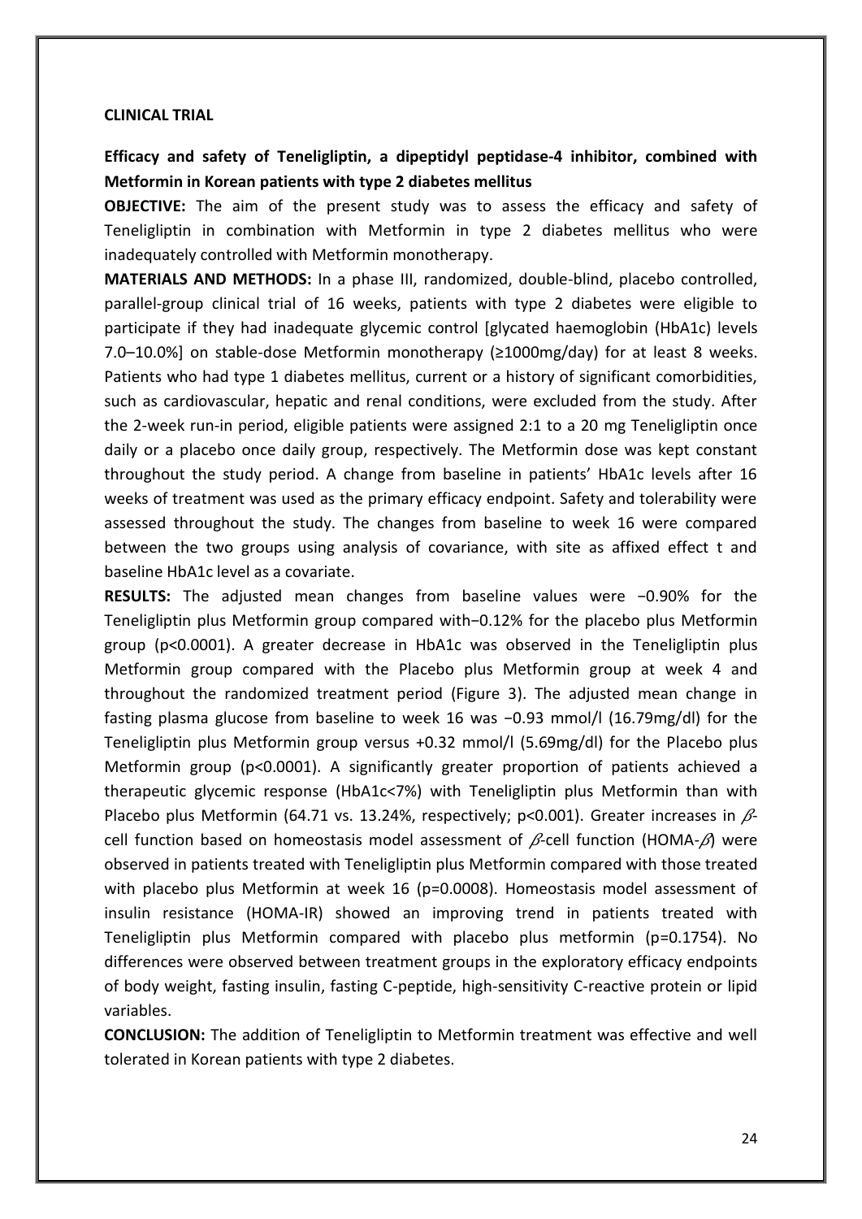**CLINICAL TRIAL**

**Efficacy and safety of Teneligliptin, a dipeptidyl peptidase-4 inhibitor, combined with Metformin in Korean patients with type 2 diabetes mellitus**

**OBJECTIVE:** The aim of the present study was to assess the efficacy and safety of Teneligliptin in combination with Metformin in type 2 diabetes mellitus who were inadequately controlled with Metformin monotherapy.

**MATERIALS AND METHODS:** In a phase III, randomized, double-blind, placebo controlled, parallel-group clinical trial of 16 weeks, patients with type 2 diabetes were eligible to participate if they had inadequate glycemic control [glycated haemoglobin (HbA1c) levels 7.0–10.0%] on stable-dose Metformin monotherapy (≥1000mg/day) for at least 8 weeks. Patients who had type 1 diabetes mellitus, current or a history of significant comorbidities, such as cardiovascular, hepatic and renal conditions, were excluded from the study. After the 2-week run-in period, eligible patients were assigned 2:1 to a 20 mg Teneligliptin once daily or a placebo once daily group, respectively. The Metformin dose was kept constant throughout the study period. A change from baseline in patients' HbA1c levels after 16 weeks of treatment was used as the primary efficacy endpoint. Safety and tolerability were assessed throughout the study. The changes from baseline to week 16 were compared between the two groups using analysis of covariance, with site as affixed effect t and baseline HbA1c level as a covariate.

**RESULTS:** The adjusted mean changes from baseline values were −0.90% for the Teneligliptin plus Metformin group compared with−0.12% for the placebo plus Metformin group ($p<0.0001$). A greater decrease in HbA1c was observed in the Teneligliptin plus Metformin group compared with the Placebo plus Metformin group at week 4 and throughout the randomized treatment period (Figure 3). The adjusted mean change in fasting plasma glucose from baseline to week 16 was −0.93 mmol/l (16.79mg/dl) for the Teneligliptin plus Metformin group versus +0.32 mmol/l (5.69mg/dl) for the Placebo plus Metformin group ($p<0.0001$). A significantly greater proportion of patients achieved a therapeutic glycemic response (HbA1c<7%) with Teneligliptin plus Metformin than with Placebo plus Metformin (64.71 vs. 13.24%, respectively; $p<0.001$). Greater increases in $\beta$-cell function based on homeostasis model assessment of $\beta$-cell function (HOMA-$\beta$) were observed in patients treated with Teneligliptin plus Metformin compared with those treated with placebo plus Metformin at week 16 ($p=0.0008$). Homeostasis model assessment of insulin resistance (HOMA-IR) showed an improving trend in patients treated with Teneligliptin plus Metformin compared with placebo plus metformin ($p=0.1754$). No differences were observed between treatment groups in the exploratory efficacy endpoints of body weight, fasting insulin, fasting C-peptide, high-sensitivity C-reactive protein or lipid variables.

**CONCLUSION:** The addition of Teneligliptin to Metformin treatment was effective and well tolerated in Korean patients with type 2 diabetes.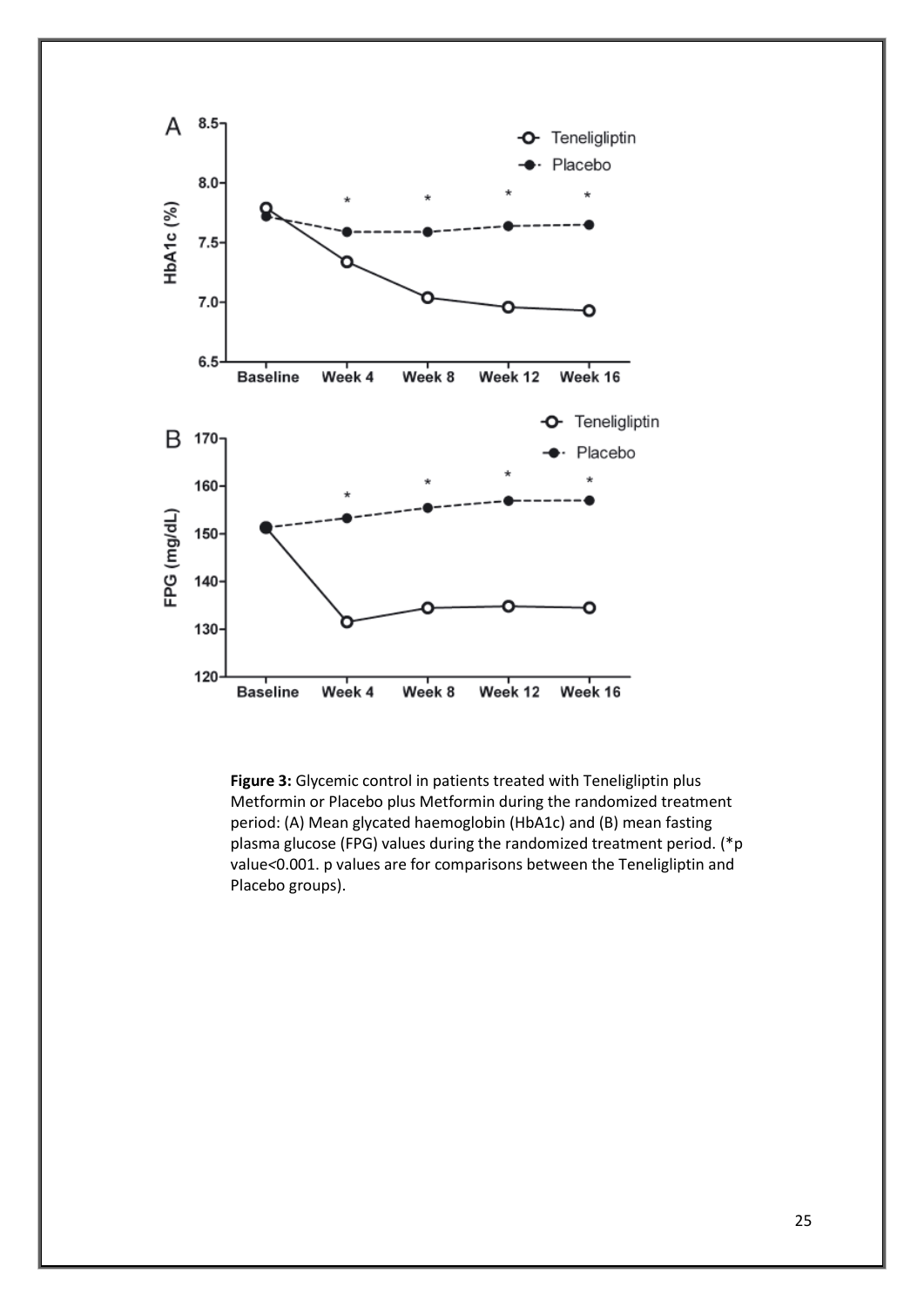**Figure 3:** Glycemic control in patients treated with Teneligliptin plus Metformin or Placebo plus Metformin during the randomized treatment period: (A) Mean glycated haemoglobin (HbA1c) and (B) mean fasting plasma glucose (FPG) values during the randomized treatment period. (*p value<0.001. p values are for comparisons between the Teneligliptin and Placebo groups).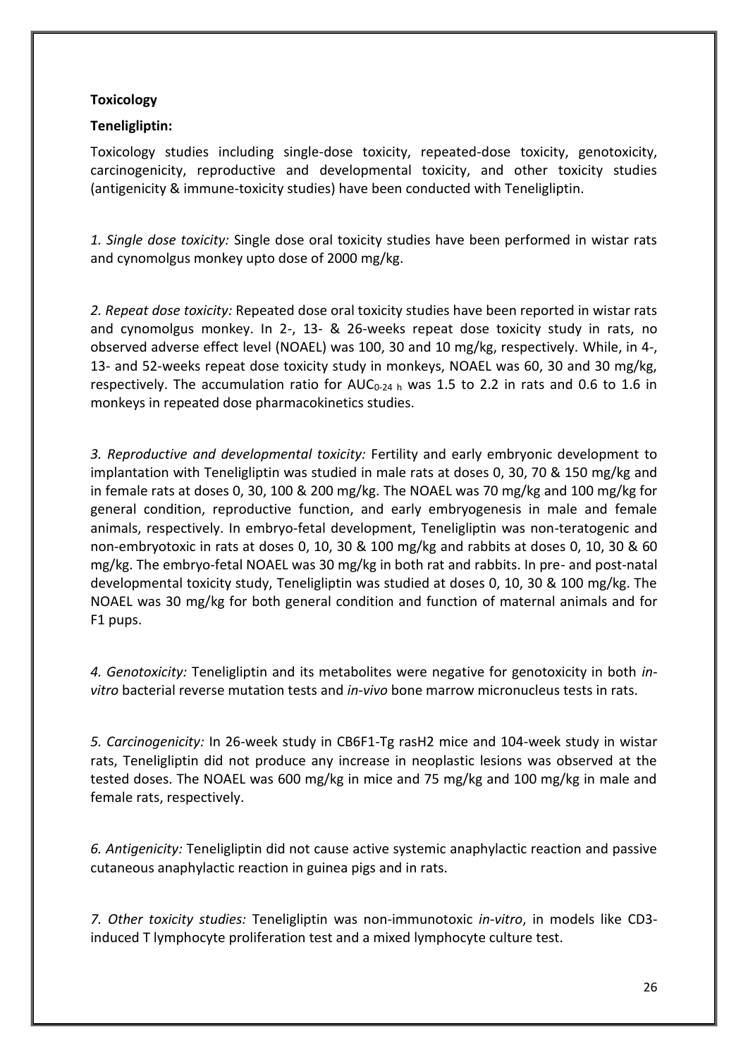**Toxicology**

**Teneligliptin:**

Toxicology studies including single-dose toxicity, repeated-dose toxicity, genotoxicity, carcinogenicity, reproductive and developmental toxicity, and other toxicity studies (antigenicity & immune-toxicity studies) have been conducted with Teneligliptin.

*1. Single dose toxicity:* Single dose oral toxicity studies have been performed in wistar rats and cynomolgus monkey upto dose of 2000 mg/kg.

*2. Repeat dose toxicity:* Repeated dose oral toxicity studies have been reported in wistar rats and cynomolgus monkey. In 2-, 13- & 26-weeks repeat dose toxicity study in rats, no observed adverse effect level (NOAEL) was 100, 30 and 10 mg/kg, respectively. While, in 4-, 13- and 52-weeks repeat dose toxicity study in monkeys, NOAEL was 60, 30 and 30 mg/kg, respectively. The accumulation ratio for $AUC_{0\text{-}24\ h}$ was 1.5 to 2.2 in rats and 0.6 to 1.6 in monkeys in repeated dose pharmacokinetics studies.

*3. Reproductive and developmental toxicity:* Fertility and early embryonic development to implantation with Teneligliptin was studied in male rats at doses 0, 30, 70 & 150 mg/kg and in female rats at doses 0, 30, 100 & 200 mg/kg. The NOAEL was 70 mg/kg and 100 mg/kg for general condition, reproductive function, and early embryogenesis in male and female animals, respectively. In embryo-fetal development, Teneligliptin was non-teratogenic and non-embryotoxic in rats at doses 0, 10, 30 & 100 mg/kg and rabbits at doses 0, 10, 30 & 60 mg/kg. The embryo-fetal NOAEL was 30 mg/kg in both rat and rabbits. In pre- and post-natal developmental toxicity study, Teneligliptin was studied at doses 0, 10, 30 & 100 mg/kg. The NOAEL was 30 mg/kg for both general condition and function of maternal animals and for F1 pups.

*4. Genotoxicity:* Teneligliptin and its metabolites were negative for genotoxicity in both *in-vitro* bacterial reverse mutation tests and *in-vivo* bone marrow micronucleus tests in rats.

*5. Carcinogenicity:* In 26-week study in CB6F1-Tg rasH2 mice and 104-week study in wistar rats, Teneligliptin did not produce any increase in neoplastic lesions was observed at the tested doses. The NOAEL was 600 mg/kg in mice and 75 mg/kg and 100 mg/kg in male and female rats, respectively.

*6. Antigenicity:* Teneligliptin did not cause active systemic anaphylactic reaction and passive cutaneous anaphylactic reaction in guinea pigs and in rats.

*7. Other toxicity studies:* Teneligliptin was non-immunotoxic *in-vitro*, in models like CD3-induced T lymphocyte proliferation test and a mixed lymphocyte culture test.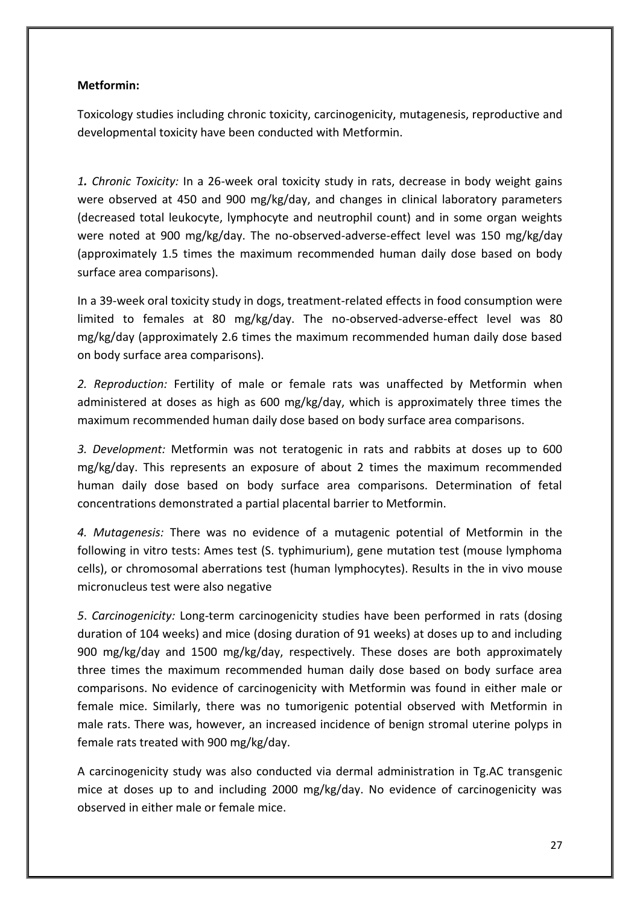**Metformin:**

Toxicology studies including chronic toxicity, carcinogenicity, mutagenesis, reproductive and developmental toxicity have been conducted with Metformin.

*1. Chronic Toxicity:* In a 26-week oral toxicity study in rats, decrease in body weight gains were observed at 450 and 900 mg/kg/day, and changes in clinical laboratory parameters (decreased total leukocyte, lymphocyte and neutrophil count) and in some organ weights were noted at 900 mg/kg/day. The no-observed-adverse-effect level was 150 mg/kg/day (approximately 1.5 times the maximum recommended human daily dose based on body surface area comparisons).

In a 39-week oral toxicity study in dogs, treatment-related effects in food consumption were limited to females at 80 mg/kg/day. The no-observed-adverse-effect level was 80 mg/kg/day (approximately 2.6 times the maximum recommended human daily dose based on body surface area comparisons).

*2. Reproduction:* Fertility of male or female rats was unaffected by Metformin when administered at doses as high as 600 mg/kg/day, which is approximately three times the maximum recommended human daily dose based on body surface area comparisons.

*3. Development:* Metformin was not teratogenic in rats and rabbits at doses up to 600 mg/kg/day. This represents an exposure of about 2 times the maximum recommended human daily dose based on body surface area comparisons. Determination of fetal concentrations demonstrated a partial placental barrier to Metformin.

*4. Mutagenesis:* There was no evidence of a mutagenic potential of Metformin in the following in vitro tests: Ames test (S. typhimurium), gene mutation test (mouse lymphoma cells), or chromosomal aberrations test (human lymphocytes). Results in the in vivo mouse micronucleus test were also negative

*5. Carcinogenicity:* Long-term carcinogenicity studies have been performed in rats (dosing duration of 104 weeks) and mice (dosing duration of 91 weeks) at doses up to and including 900 mg/kg/day and 1500 mg/kg/day, respectively. These doses are both approximately three times the maximum recommended human daily dose based on body surface area comparisons. No evidence of carcinogenicity with Metformin was found in either male or female mice. Similarly, there was no tumorigenic potential observed with Metformin in male rats. There was, however, an increased incidence of benign stromal uterine polyps in female rats treated with 900 mg/kg/day.

A carcinogenicity study was also conducted via dermal administration in Tg.AC transgenic mice at doses up to and including 2000 mg/kg/day. No evidence of carcinogenicity was observed in either male or female mice.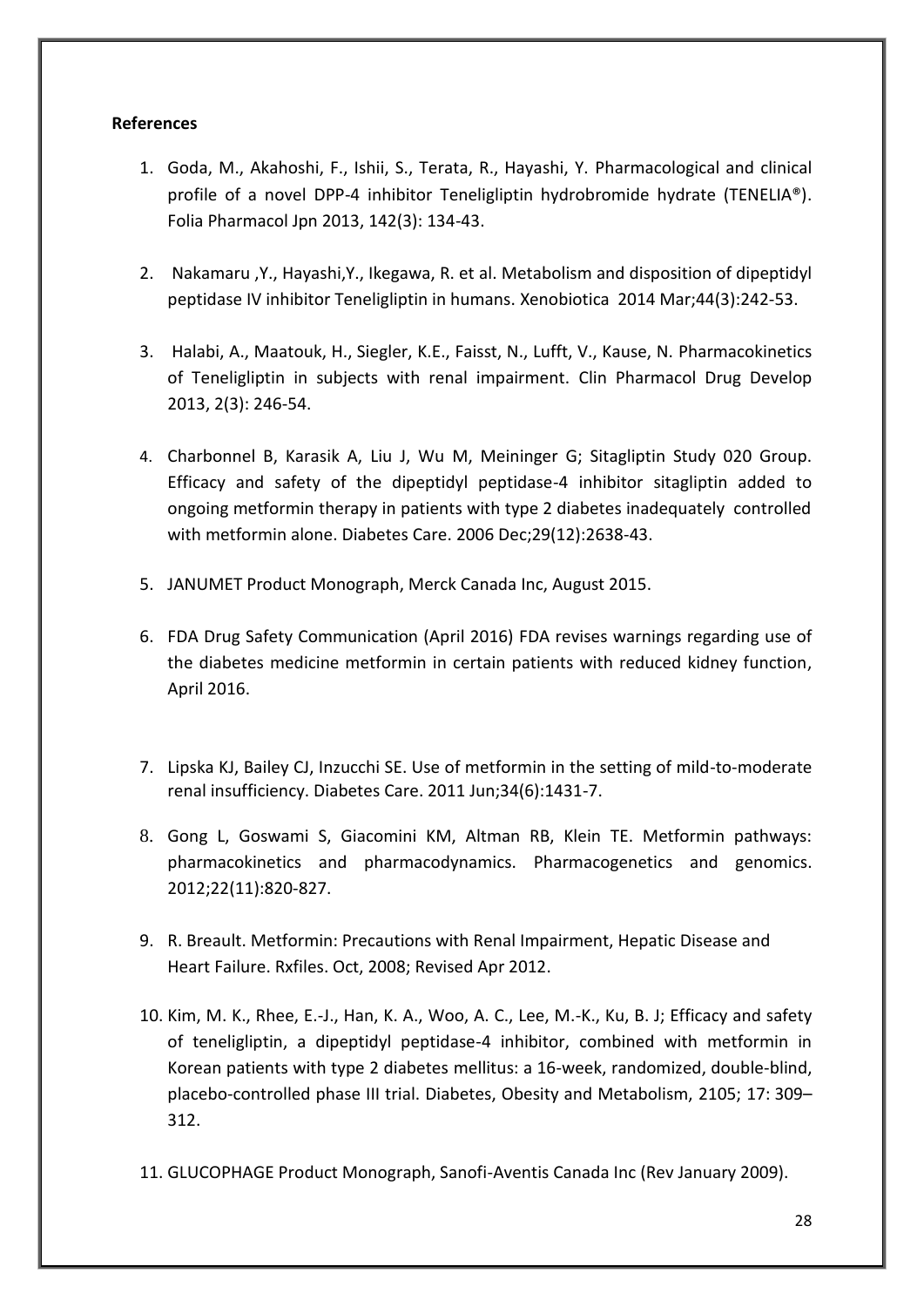**References**

1. Goda, M., Akahoshi, F., Ishii, S., Terata, R., Hayashi, Y. Pharmacological and clinical profile of a novel DPP-4 inhibitor Teneligliptin hydrobromide hydrate (TENELIA®). Folia Pharmacol Jpn 2013, 142(3): 134-43.

2. Nakamaru ,Y., Hayashi,Y., Ikegawa, R. et al. Metabolism and disposition of dipeptidyl peptidase IV inhibitor Teneligliptin in humans. Xenobiotica 2014 Mar;44(3):242-53.

3. Halabi, A., Maatouk, H., Siegler, K.E., Faisst, N., Lufft, V., Kause, N. Pharmacokinetics of Teneligliptin in subjects with renal impairment. Clin Pharmacol Drug Develop 2013, 2(3): 246-54.

4. Charbonnel B, Karasik A, Liu J, Wu M, Meininger G; Sitagliptin Study 020 Group. Efficacy and safety of the dipeptidyl peptidase-4 inhibitor sitagliptin added to ongoing metformin therapy in patients with type 2 diabetes inadequately controlled with metformin alone. Diabetes Care. 2006 Dec;29(12):2638-43.

5. JANUMET Product Monograph, Merck Canada Inc, August 2015.

6. FDA Drug Safety Communication (April 2016) FDA revises warnings regarding use of the diabetes medicine metformin in certain patients with reduced kidney function, April 2016.

7. Lipska KJ, Bailey CJ, Inzucchi SE. Use of metformin in the setting of mild-to-moderate renal insufficiency. Diabetes Care. 2011 Jun;34(6):1431-7.

8. Gong L, Goswami S, Giacomini KM, Altman RB, Klein TE. Metformin pathways: pharmacokinetics and pharmacodynamics. Pharmacogenetics and genomics. 2012;22(11):820-827.

9. R. Breault. Metformin: Precautions with Renal Impairment, Hepatic Disease and Heart Failure. Rxfiles. Oct, 2008; Revised Apr 2012.

10. Kim, M. K., Rhee, E.-J., Han, K. A., Woo, A. C., Lee, M.-K., Ku, B. J; Efficacy and safety of teneligliptin, a dipeptidyl peptidase-4 inhibitor, combined with metformin in Korean patients with type 2 diabetes mellitus: a 16-week, randomized, double-blind, placebo-controlled phase III trial. Diabetes, Obesity and Metabolism, 2105; 17: 309–312.

11. GLUCOPHAGE Product Monograph, Sanofi-Aventis Canada Inc (Rev January 2009).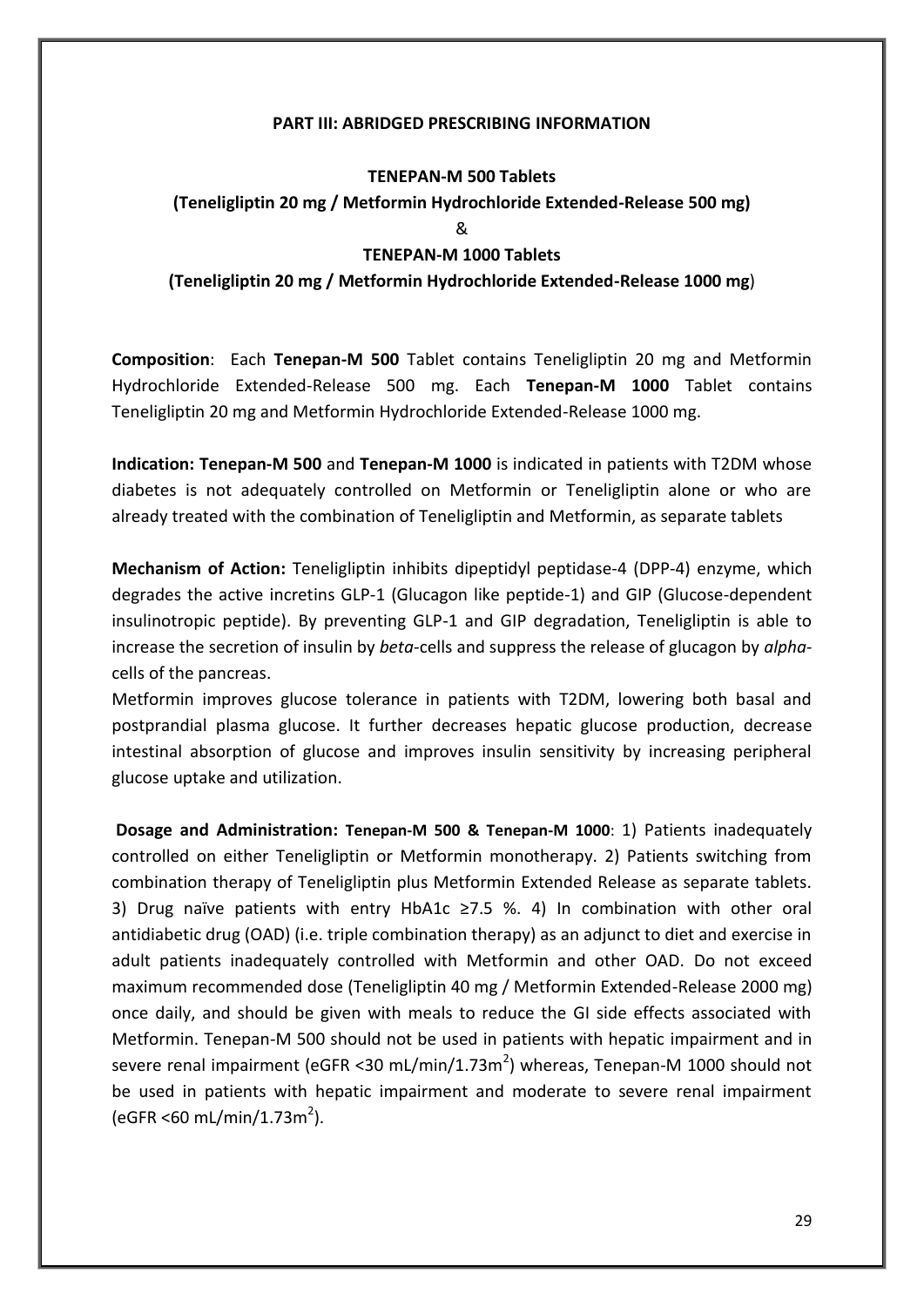**PART III: ABRIDGED PRESCRIBING INFORMATION**

**TENEPAN-M 500 Tablets**

**(Teneligliptin 20 mg / Metformin Hydrochloride Extended-Release 500 mg)**

&

**TENEPAN-M 1000 Tablets**

**(Teneligliptin 20 mg / Metformin Hydrochloride Extended-Release 1000 mg)**

**Composition**: Each **Tenepan-M 500** Tablet contains Teneligliptin 20 mg and Metformin Hydrochloride Extended-Release 500 mg. Each **Tenepan-M 1000** Tablet contains Teneligliptin 20 mg and Metformin Hydrochloride Extended-Release 1000 mg.

**Indication: Tenepan-M 500** and **Tenepan-M 1000** is indicated in patients with T2DM whose diabetes is not adequately controlled on Metformin or Teneligliptin alone or who are already treated with the combination of Teneligliptin and Metformin, as separate tablets

**Mechanism of Action:** Teneligliptin inhibits dipeptidyl peptidase-4 (DPP-4) enzyme, which degrades the active incretins GLP-1 (Glucagon like peptide-1) and GIP (Glucose-dependent insulinotropic peptide). By preventing GLP-1 and GIP degradation, Teneligliptin is able to increase the secretion of insulin by *beta*-cells and suppress the release of glucagon by *alpha*-cells of the pancreas.

Metformin improves glucose tolerance in patients with T2DM, lowering both basal and postprandial plasma glucose. It further decreases hepatic glucose production, decrease intestinal absorption of glucose and improves insulin sensitivity by increasing peripheral glucose uptake and utilization.

**Dosage and Administration: Tenepan-M 500 & Tenepan-M 1000**: 1) Patients inadequately controlled on either Teneligliptin or Metformin monotherapy. 2) Patients switching from combination therapy of Teneligliptin plus Metformin Extended Release as separate tablets. 3) Drug naïve patients with entry HbA1c ≥7.5 %. 4) In combination with other oral antidiabetic drug (OAD) (i.e. triple combination therapy) as an adjunct to diet and exercise in adult patients inadequately controlled with Metformin and other OAD. Do not exceed maximum recommended dose (Teneligliptin 40 mg / Metformin Extended-Release 2000 mg) once daily, and should be given with meals to reduce the GI side effects associated with Metformin. Tenepan-M 500 should not be used in patients with hepatic impairment and in severe renal impairment (eGFR <30 mL/min/1.73m$^2$) whereas, Tenepan-M 1000 should not be used in patients with hepatic impairment and moderate to severe renal impairment (eGFR <60 mL/min/1.73m$^2$).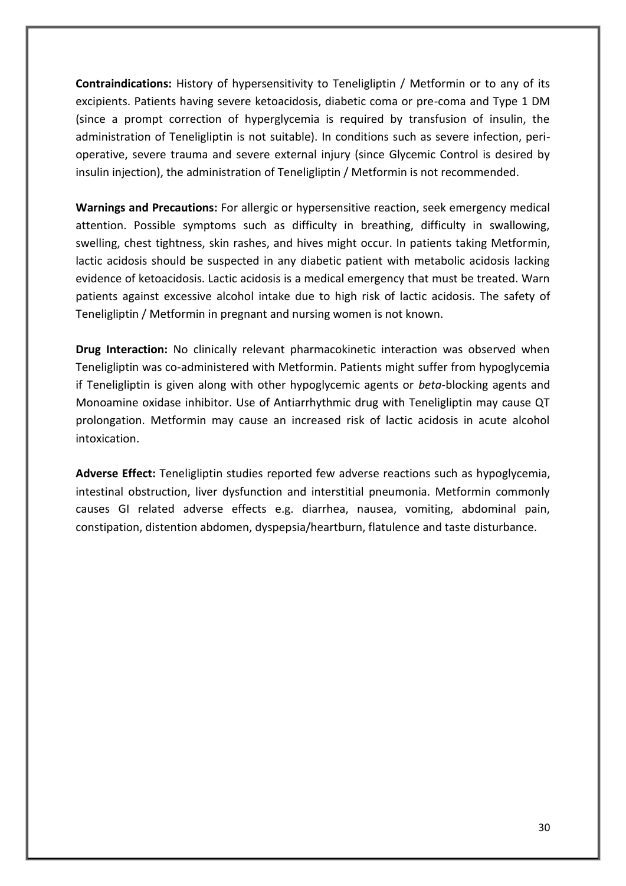**Contraindications:** History of hypersensitivity to Teneligliptin / Metformin or to any of its excipients. Patients having severe ketoacidosis, diabetic coma or pre-coma and Type 1 DM (since a prompt correction of hyperglycemia is required by transfusion of insulin, the administration of Teneligliptin is not suitable). In conditions such as severe infection, peri-operative, severe trauma and severe external injury (since Glycemic Control is desired by insulin injection), the administration of Teneligliptin / Metformin is not recommended.

**Warnings and Precautions:** For allergic or hypersensitive reaction, seek emergency medical attention. Possible symptoms such as difficulty in breathing, difficulty in swallowing, swelling, chest tightness, skin rashes, and hives might occur. In patients taking Metformin, lactic acidosis should be suspected in any diabetic patient with metabolic acidosis lacking evidence of ketoacidosis. Lactic acidosis is a medical emergency that must be treated. Warn patients against excessive alcohol intake due to high risk of lactic acidosis. The safety of Teneligliptin / Metformin in pregnant and nursing women is not known.

**Drug Interaction:** No clinically relevant pharmacokinetic interaction was observed when Teneligliptin was co-administered with Metformin. Patients might suffer from hypoglycemia if Teneligliptin is given along with other hypoglycemic agents or *beta*-blocking agents and Monoamine oxidase inhibitor. Use of Antiarrhythmic drug with Teneligliptin may cause QT prolongation. Metformin may cause an increased risk of lactic acidosis in acute alcohol intoxication.

**Adverse Effect:** Teneligliptin studies reported few adverse reactions such as hypoglycemia, intestinal obstruction, liver dysfunction and interstitial pneumonia. Metformin commonly causes GI related adverse effects e.g. diarrhea, nausea, vomiting, abdominal pain, constipation, distention abdomen, dyspepsia/heartburn, flatulence and taste disturbance.